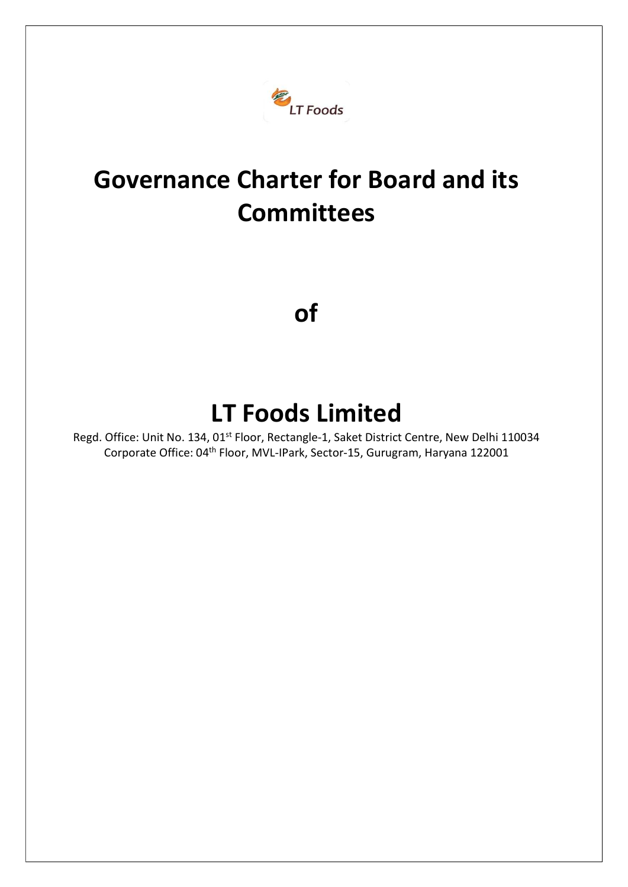# Governance Charter for Board and its Committees

# of

# LT Foods Limited

Regd. Office: Unit No. 134, 01st Floor, Rectangle-1, Saket District Centre, New Delhi 110034
Corporate Office: 04th Floor, MVL-IPark, Sector-15, Gurugram, Haryana 122001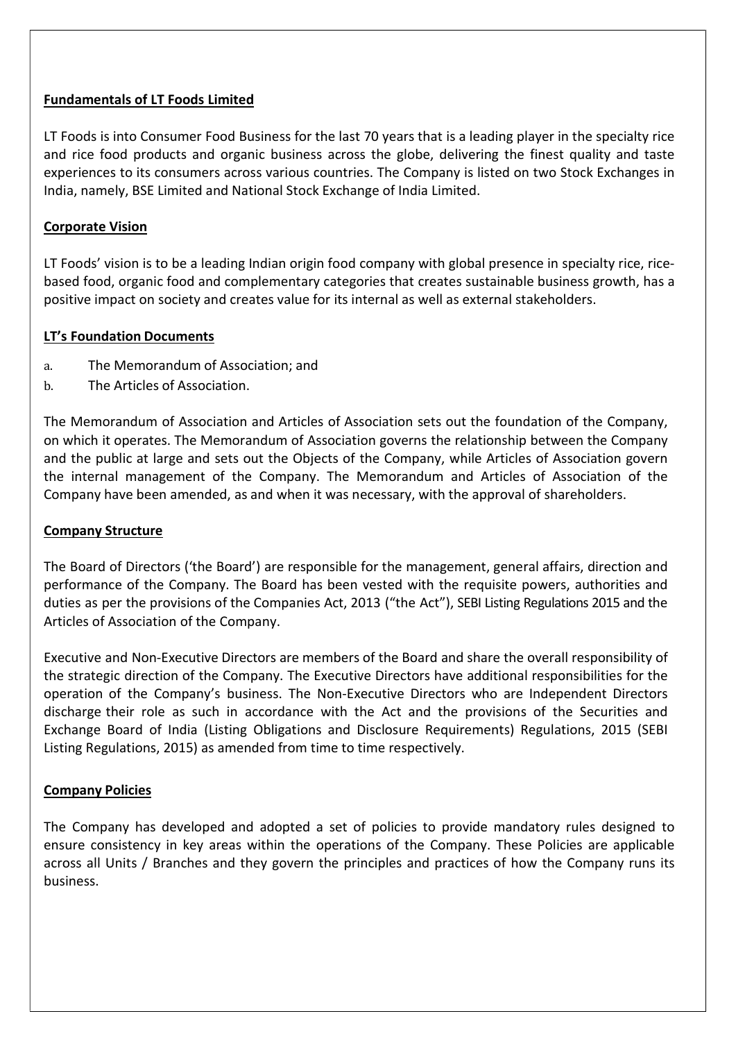## Fundamentals of LT Foods Limited

LT Foods is into Consumer Food Business for the last 70 years that is a leading player in the specialty rice and rice food products and organic business across the globe, delivering the finest quality and taste experiences to its consumers across various countries. The Company is listed on two Stock Exchanges in India, namely, BSE Limited and National Stock Exchange of India Limited.

## Corporate Vision

LT Foods' vision is to be a leading Indian origin food company with global presence in specialty rice, rice-based food, organic food and complementary categories that creates sustainable business growth, has a positive impact on society and creates value for its internal as well as external stakeholders.

## LT's Foundation Documents

a. The Memorandum of Association; and
b. The Articles of Association.

The Memorandum of Association and Articles of Association sets out the foundation of the Company, on which it operates. The Memorandum of Association governs the relationship between the Company and the public at large and sets out the Objects of the Company, while Articles of Association govern the internal management of the Company. The Memorandum and Articles of Association of the Company have been amended, as and when it was necessary, with the approval of shareholders.

## Company Structure

The Board of Directors ('the Board') are responsible for the management, general affairs, direction and performance of the Company. The Board has been vested with the requisite powers, authorities and duties as per the provisions of the Companies Act, 2013 ("the Act"), SEBI Listing Regulations 2015 and the Articles of Association of the Company.

Executive and Non-Executive Directors are members of the Board and share the overall responsibility of the strategic direction of the Company. The Executive Directors have additional responsibilities for the operation of the Company's business. The Non-Executive Directors who are Independent Directors discharge their role as such in accordance with the Act and the provisions of the Securities and Exchange Board of India (Listing Obligations and Disclosure Requirements) Regulations, 2015 (SEBI Listing Regulations, 2015) as amended from time to time respectively.

## Company Policies

The Company has developed and adopted a set of policies to provide mandatory rules designed to ensure consistency in key areas within the operations of the Company. These Policies are applicable across all Units / Branches and they govern the principles and practices of how the Company runs its business.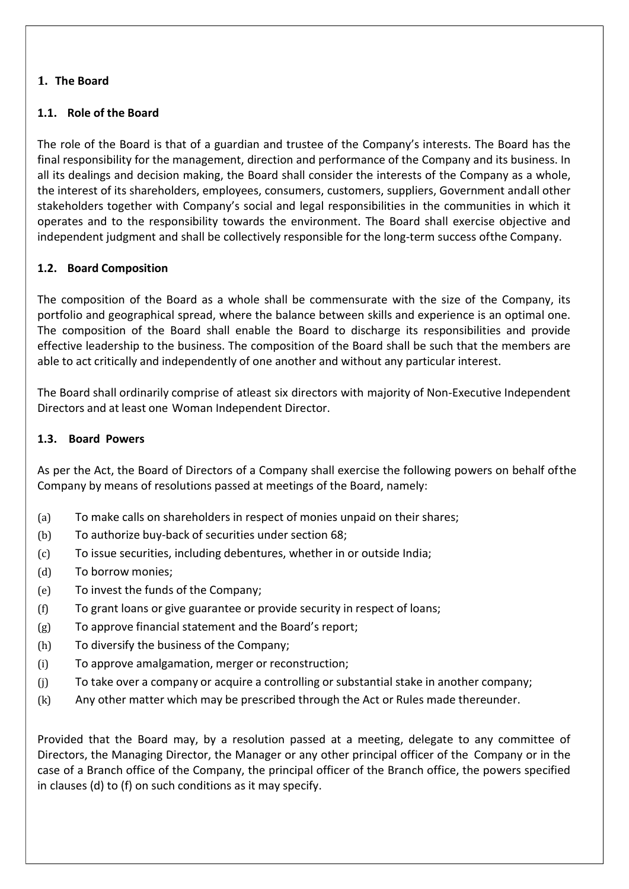## 1. The Board

### 1.1. Role of the Board

The role of the Board is that of a guardian and trustee of the Company's interests. The Board has the final responsibility for the management, direction and performance of the Company and its business. In all its dealings and decision making, the Board shall consider the interests of the Company as a whole, the interest of its shareholders, employees, consumers, customers, suppliers, Government andall other stakeholders together with Company's social and legal responsibilities in the communities in which it operates and to the responsibility towards the environment. The Board shall exercise objective and independent judgment and shall be collectively responsible for the long-term success ofthe Company.

### 1.2. Board Composition

The composition of the Board as a whole shall be commensurate with the size of the Company, its portfolio and geographical spread, where the balance between skills and experience is an optimal one. The composition of the Board shall enable the Board to discharge its responsibilities and provide effective leadership to the business. The composition of the Board shall be such that the members are able to act critically and independently of one another and without any particular interest.

The Board shall ordinarily comprise of atleast six directors with majority of Non-Executive Independent Directors and at least one Woman Independent Director.

### 1.3. Board Powers

As per the Act, the Board of Directors of a Company shall exercise the following powers on behalf ofthe Company by means of resolutions passed at meetings of the Board, namely:

(a) To make calls on shareholders in respect of monies unpaid on their shares;

(b) To authorize buy-back of securities under section 68;

(c) To issue securities, including debentures, whether in or outside India;

(d) To borrow monies;

(e) To invest the funds of the Company;

(f) To grant loans or give guarantee or provide security in respect of loans;

(g) To approve financial statement and the Board's report;

(h) To diversify the business of the Company;

(i) To approve amalgamation, merger or reconstruction;

(j) To take over a company or acquire a controlling or substantial stake in another company;

(k) Any other matter which may be prescribed through the Act or Rules made thereunder.

Provided that the Board may, by a resolution passed at a meeting, delegate to any committee of Directors, the Managing Director, the Manager or any other principal officer of the Company or in the case of a Branch office of the Company, the principal officer of the Branch office, the powers specified in clauses (d) to (f) on such conditions as it may specify.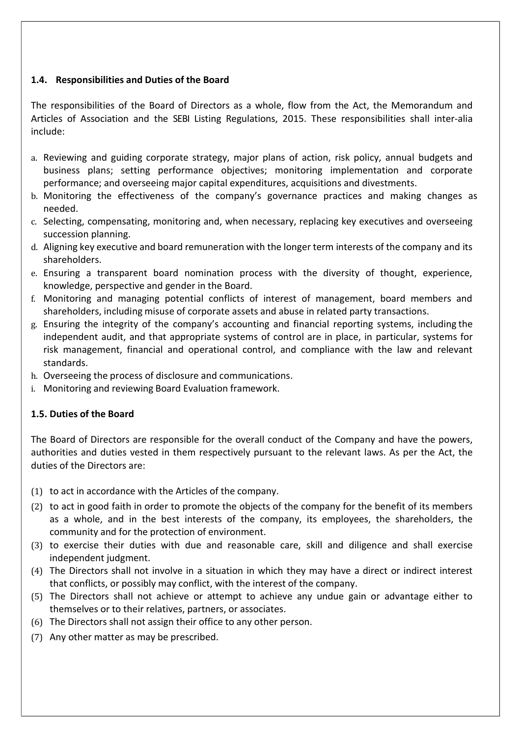### 1.4. Responsibilities and Duties of the Board

The responsibilities of the Board of Directors as a whole, flow from the Act, the Memorandum and Articles of Association and the SEBI Listing Regulations, 2015. These responsibilities shall inter-alia include:

a. Reviewing and guiding corporate strategy, major plans of action, risk policy, annual budgets and business plans; setting performance objectives; monitoring implementation and corporate performance; and overseeing major capital expenditures, acquisitions and divestments.
b. Monitoring the effectiveness of the company's governance practices and making changes as needed.
c. Selecting, compensating, monitoring and, when necessary, replacing key executives and overseeing succession planning.
d. Aligning key executive and board remuneration with the longer term interests of the company and its shareholders.
e. Ensuring a transparent board nomination process with the diversity of thought, experience, knowledge, perspective and gender in the Board.
f. Monitoring and managing potential conflicts of interest of management, board members and shareholders, including misuse of corporate assets and abuse in related party transactions.
g. Ensuring the integrity of the company's accounting and financial reporting systems, including the independent audit, and that appropriate systems of control are in place, in particular, systems for risk management, financial and operational control, and compliance with the law and relevant standards.
h. Overseeing the process of disclosure and communications.
i. Monitoring and reviewing Board Evaluation framework.

### 1.5. Duties of the Board

The Board of Directors are responsible for the overall conduct of the Company and have the powers, authorities and duties vested in them respectively pursuant to the relevant laws. As per the Act, the duties of the Directors are:

(1) to act in accordance with the Articles of the company.
(2) to act in good faith in order to promote the objects of the company for the benefit of its members as a whole, and in the best interests of the company, its employees, the shareholders, the community and for the protection of environment.
(3) to exercise their duties with due and reasonable care, skill and diligence and shall exercise independent judgment.
(4) The Directors shall not involve in a situation in which they may have a direct or indirect interest that conflicts, or possibly may conflict, with the interest of the company.
(5) The Directors shall not achieve or attempt to achieve any undue gain or advantage either to themselves or to their relatives, partners, or associates.
(6) The Directors shall not assign their office to any other person.
(7) Any other matter as may be prescribed.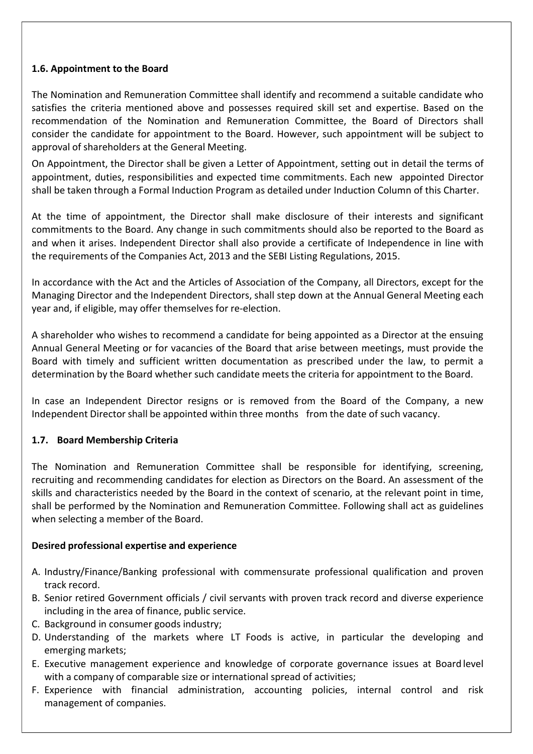### 1.6. Appointment to the Board

The Nomination and Remuneration Committee shall identify and recommend a suitable candidate who satisfies the criteria mentioned above and possesses required skill set and expertise. Based on the recommendation of the Nomination and Remuneration Committee, the Board of Directors shall consider the candidate for appointment to the Board. However, such appointment will be subject to approval of shareholders at the General Meeting.

On Appointment, the Director shall be given a Letter of Appointment, setting out in detail the terms of appointment, duties, responsibilities and expected time commitments. Each new appointed Director shall be taken through a Formal Induction Program as detailed under Induction Column of this Charter.

At the time of appointment, the Director shall make disclosure of their interests and significant commitments to the Board. Any change in such commitments should also be reported to the Board as and when it arises. Independent Director shall also provide a certificate of Independence in line with the requirements of the Companies Act, 2013 and the SEBI Listing Regulations, 2015.

In accordance with the Act and the Articles of Association of the Company, all Directors, except for the Managing Director and the Independent Directors, shall step down at the Annual General Meeting each year and, if eligible, may offer themselves for re-election.

A shareholder who wishes to recommend a candidate for being appointed as a Director at the ensuing Annual General Meeting or for vacancies of the Board that arise between meetings, must provide the Board with timely and sufficient written documentation as prescribed under the law, to permit a determination by the Board whether such candidate meets the criteria for appointment to the Board.

In case an Independent Director resigns or is removed from the Board of the Company, a new Independent Director shall be appointed within three months from the date of such vacancy.

### 1.7. Board Membership Criteria

The Nomination and Remuneration Committee shall be responsible for identifying, screening, recruiting and recommending candidates for election as Directors on the Board. An assessment of the skills and characteristics needed by the Board in the context of scenario, at the relevant point in time, shall be performed by the Nomination and Remuneration Committee. Following shall act as guidelines when selecting a member of the Board.

**Desired professional expertise and experience**

A. Industry/Finance/Banking professional with commensurate professional qualification and proven track record.
B. Senior retired Government officials / civil servants with proven track record and diverse experience including in the area of finance, public service.
C. Background in consumer goods industry;
D. Understanding of the markets where LT Foods is active, in particular the developing and emerging markets;
E. Executive management experience and knowledge of corporate governance issues at Board level with a company of comparable size or international spread of activities;
F. Experience with financial administration, accounting policies, internal control and risk management of companies.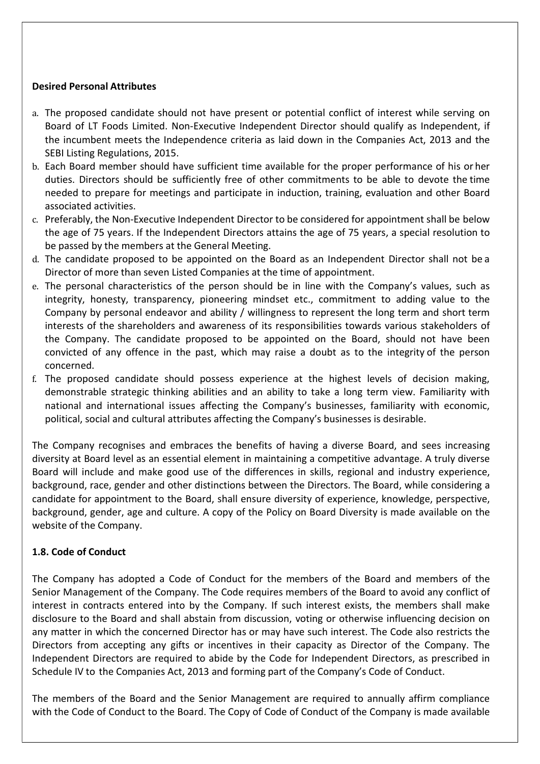**Desired Personal Attributes**

a. The proposed candidate should not have present or potential conflict of interest while serving on Board of LT Foods Limited. Non-Executive Independent Director should qualify as Independent, if the incumbent meets the Independence criteria as laid down in the Companies Act, 2013 and the SEBI Listing Regulations, 2015.
b. Each Board member should have sufficient time available for the proper performance of his or her duties. Directors should be sufficiently free of other commitments to be able to devote the time needed to prepare for meetings and participate in induction, training, evaluation and other Board associated activities.
c. Preferably, the Non-Executive Independent Director to be considered for appointment shall be below the age of 75 years. If the Independent Directors attains the age of 75 years, a special resolution to be passed by the members at the General Meeting.
d. The candidate proposed to be appointed on the Board as an Independent Director shall not be a Director of more than seven Listed Companies at the time of appointment.
e. The personal characteristics of the person should be in line with the Company's values, such as integrity, honesty, transparency, pioneering mindset etc., commitment to adding value to the Company by personal endeavor and ability / willingness to represent the long term and short term interests of the shareholders and awareness of its responsibilities towards various stakeholders of the Company. The candidate proposed to be appointed on the Board, should not have been convicted of any offence in the past, which may raise a doubt as to the integrity of the person concerned.
f. The proposed candidate should possess experience at the highest levels of decision making, demonstrable strategic thinking abilities and an ability to take a long term view. Familiarity with national and international issues affecting the Company's businesses, familiarity with economic, political, social and cultural attributes affecting the Company's businesses is desirable.

The Company recognises and embraces the benefits of having a diverse Board, and sees increasing diversity at Board level as an essential element in maintaining a competitive advantage. A truly diverse Board will include and make good use of the differences in skills, regional and industry experience, background, race, gender and other distinctions between the Directors. The Board, while considering a candidate for appointment to the Board, shall ensure diversity of experience, knowledge, perspective, background, gender, age and culture. A copy of the Policy on Board Diversity is made available on the website of the Company.

**1.8. Code of Conduct**

The Company has adopted a Code of Conduct for the members of the Board and members of the Senior Management of the Company. The Code requires members of the Board to avoid any conflict of interest in contracts entered into by the Company. If such interest exists, the members shall make disclosure to the Board and shall abstain from discussion, voting or otherwise influencing decision on any matter in which the concerned Director has or may have such interest. The Code also restricts the Directors from accepting any gifts or incentives in their capacity as Director of the Company. The Independent Directors are required to abide by the Code for Independent Directors, as prescribed in Schedule IV to the Companies Act, 2013 and forming part of the Company's Code of Conduct.

The members of the Board and the Senior Management are required to annually affirm compliance with the Code of Conduct to the Board. The Copy of Code of Conduct of the Company is made available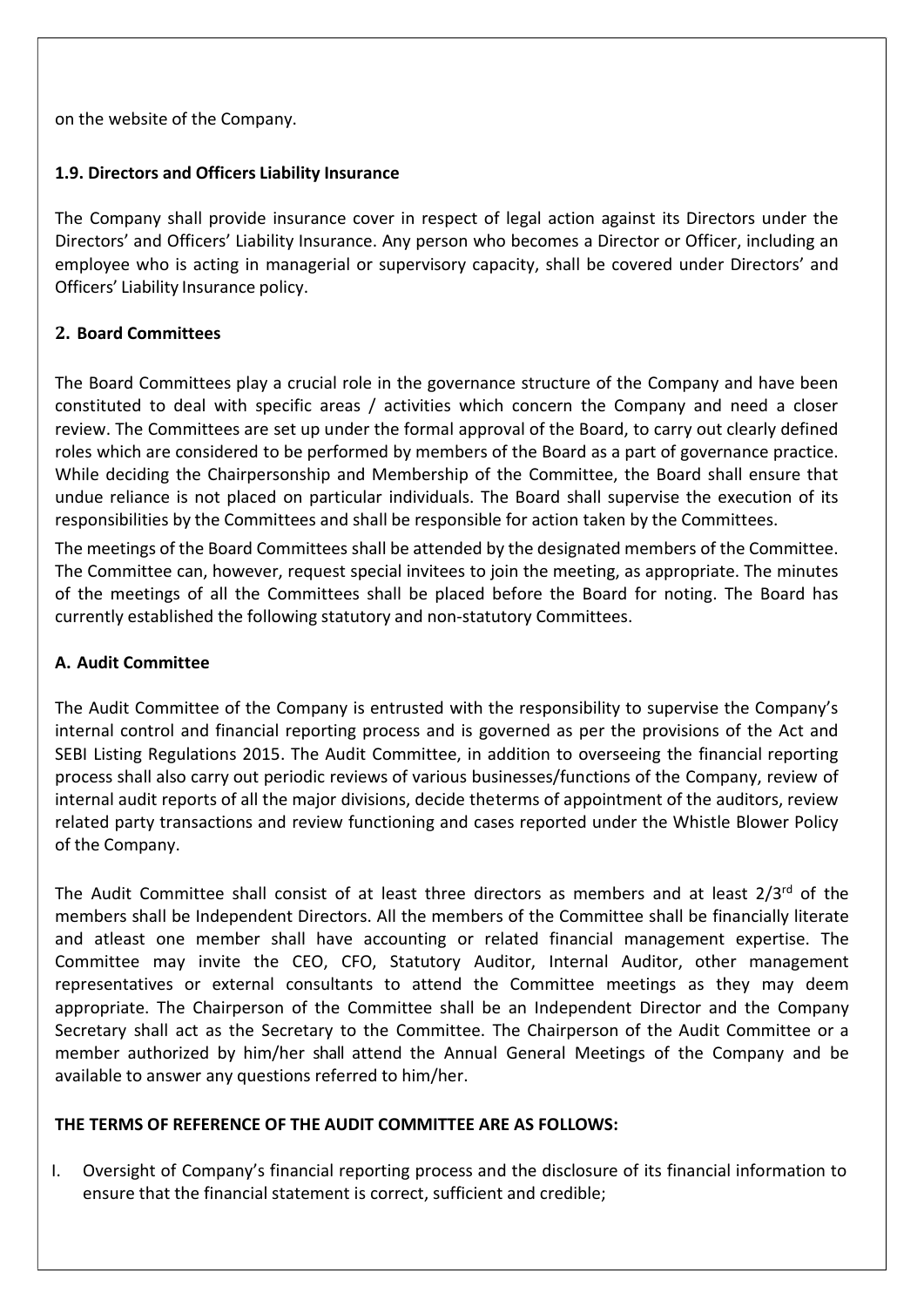on the website of the Company.

### 1.9. Directors and Officers Liability Insurance

The Company shall provide insurance cover in respect of legal action against its Directors under the Directors' and Officers' Liability Insurance. Any person who becomes a Director or Officer, including an employee who is acting in managerial or supervisory capacity, shall be covered under Directors' and Officers' Liability Insurance policy.

## 2. Board Committees

The Board Committees play a crucial role in the governance structure of the Company and have been constituted to deal with specific areas / activities which concern the Company and need a closer review. The Committees are set up under the formal approval of the Board, to carry out clearly defined roles which are considered to be performed by members of the Board as a part of governance practice. While deciding the Chairpersonship and Membership of the Committee, the Board shall ensure that undue reliance is not placed on particular individuals. The Board shall supervise the execution of its responsibilities by the Committees and shall be responsible for action taken by the Committees.

The meetings of the Board Committees shall be attended by the designated members of the Committee. The Committee can, however, request special invitees to join the meeting, as appropriate. The minutes of the meetings of all the Committees shall be placed before the Board for noting. The Board has currently established the following statutory and non-statutory Committees.

### A. Audit Committee

The Audit Committee of the Company is entrusted with the responsibility to supervise the Company's internal control and financial reporting process and is governed as per the provisions of the Act and SEBI Listing Regulations 2015. The Audit Committee, in addition to overseeing the financial reporting process shall also carry out periodic reviews of various businesses/functions of the Company, review of internal audit reports of all the major divisions, decide theterms of appointment of the auditors, review related party transactions and review functioning and cases reported under the Whistle Blower Policy of the Company.

The Audit Committee shall consist of at least three directors as members and at least 2/3rd of the members shall be Independent Directors. All the members of the Committee shall be financially literate and atleast one member shall have accounting or related financial management expertise. The Committee may invite the CEO, CFO, Statutory Auditor, Internal Auditor, other management representatives or external consultants to attend the Committee meetings as they may deem appropriate. The Chairperson of the Committee shall be an Independent Director and the Company Secretary shall act as the Secretary to the Committee. The Chairperson of the Audit Committee or a member authorized by him/her shall attend the Annual General Meetings of the Company and be available to answer any questions referred to him/her.

**THE TERMS OF REFERENCE OF THE AUDIT COMMITTEE ARE AS FOLLOWS:**

I. Oversight of Company's financial reporting process and the disclosure of its financial information to ensure that the financial statement is correct, sufficient and credible;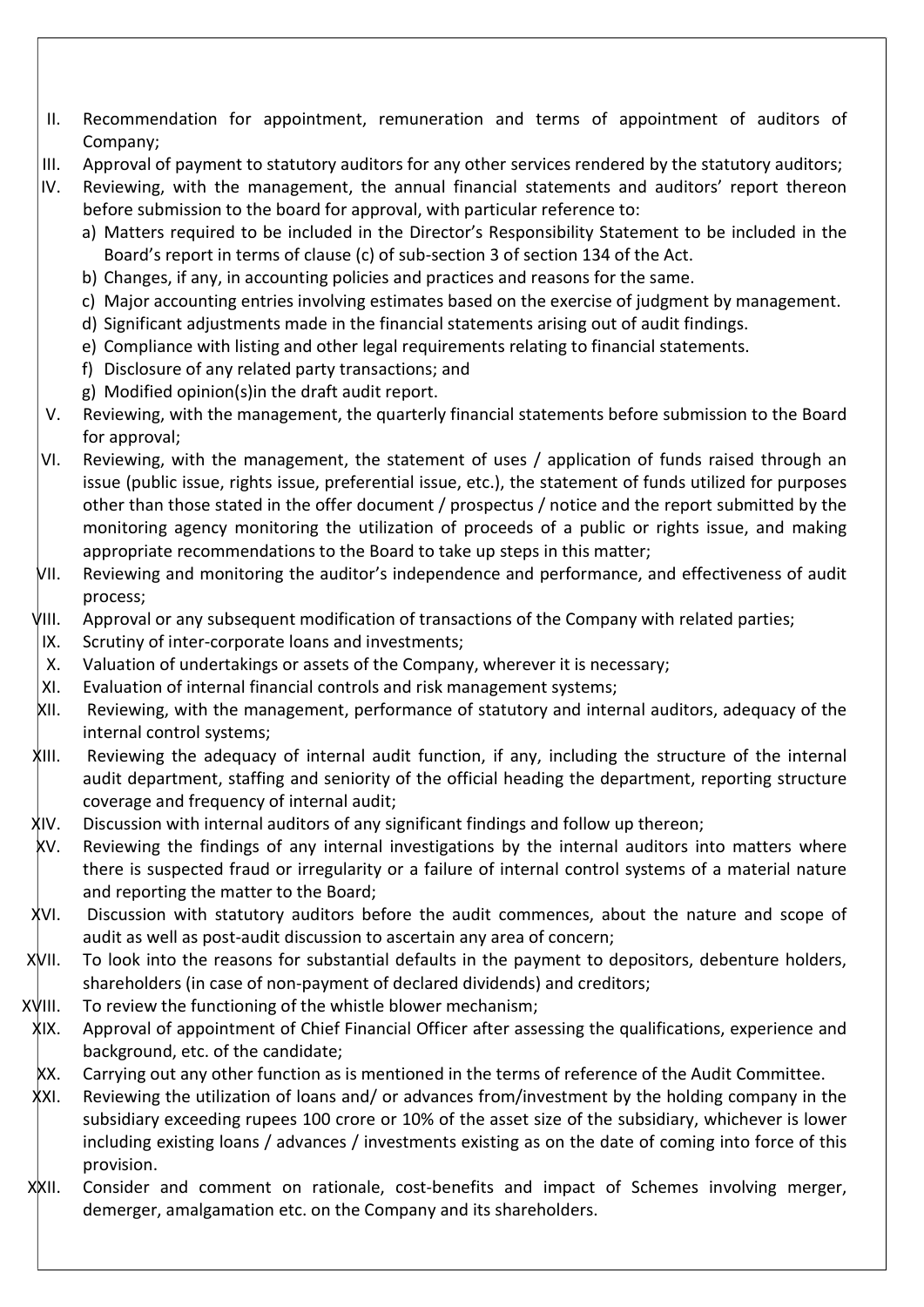II. Recommendation for appointment, remuneration and terms of appointment of auditors of Company;

III. Approval of payment to statutory auditors for any other services rendered by the statutory auditors;

IV. Reviewing, with the management, the annual financial statements and auditors' report thereon before submission to the board for approval, with particular reference to:
   a) Matters required to be included in the Director's Responsibility Statement to be included in the Board's report in terms of clause (c) of sub-section 3 of section 134 of the Act.
   b) Changes, if any, in accounting policies and practices and reasons for the same.
   c) Major accounting entries involving estimates based on the exercise of judgment by management.
   d) Significant adjustments made in the financial statements arising out of audit findings.
   e) Compliance with listing and other legal requirements relating to financial statements.
   f) Disclosure of any related party transactions; and
   g) Modified opinion(s)in the draft audit report.

V. Reviewing, with the management, the quarterly financial statements before submission to the Board for approval;

VI. Reviewing, with the management, the statement of uses / application of funds raised through an issue (public issue, rights issue, preferential issue, etc.), the statement of funds utilized for purposes other than those stated in the offer document / prospectus / notice and the report submitted by the monitoring agency monitoring the utilization of proceeds of a public or rights issue, and making appropriate recommendations to the Board to take up steps in this matter;

VII. Reviewing and monitoring the auditor's independence and performance, and effectiveness of audit process;

VIII. Approval or any subsequent modification of transactions of the Company with related parties;

IX. Scrutiny of inter-corporate loans and investments;

X. Valuation of undertakings or assets of the Company, wherever it is necessary;

XI. Evaluation of internal financial controls and risk management systems;

XII. Reviewing, with the management, performance of statutory and internal auditors, adequacy of the internal control systems;

XIII. Reviewing the adequacy of internal audit function, if any, including the structure of the internal audit department, staffing and seniority of the official heading the department, reporting structure coverage and frequency of internal audit;

XIV. Discussion with internal auditors of any significant findings and follow up thereon;

XV. Reviewing the findings of any internal investigations by the internal auditors into matters where there is suspected fraud or irregularity or a failure of internal control systems of a material nature and reporting the matter to the Board;

XVI. Discussion with statutory auditors before the audit commences, about the nature and scope of audit as well as post-audit discussion to ascertain any area of concern;

XVII. To look into the reasons for substantial defaults in the payment to depositors, debenture holders, shareholders (in case of non-payment of declared dividends) and creditors;

XVIII. To review the functioning of the whistle blower mechanism;

XIX. Approval of appointment of Chief Financial Officer after assessing the qualifications, experience and background, etc. of the candidate;

XX. Carrying out any other function as is mentioned in the terms of reference of the Audit Committee.

XXI. Reviewing the utilization of loans and/ or advances from/investment by the holding company in the subsidiary exceeding rupees 100 crore or 10% of the asset size of the subsidiary, whichever is lower including existing loans / advances / investments existing as on the date of coming into force of this provision.

XXII. Consider and comment on rationale, cost-benefits and impact of Schemes involving merger, demerger, amalgamation etc. on the Company and its shareholders.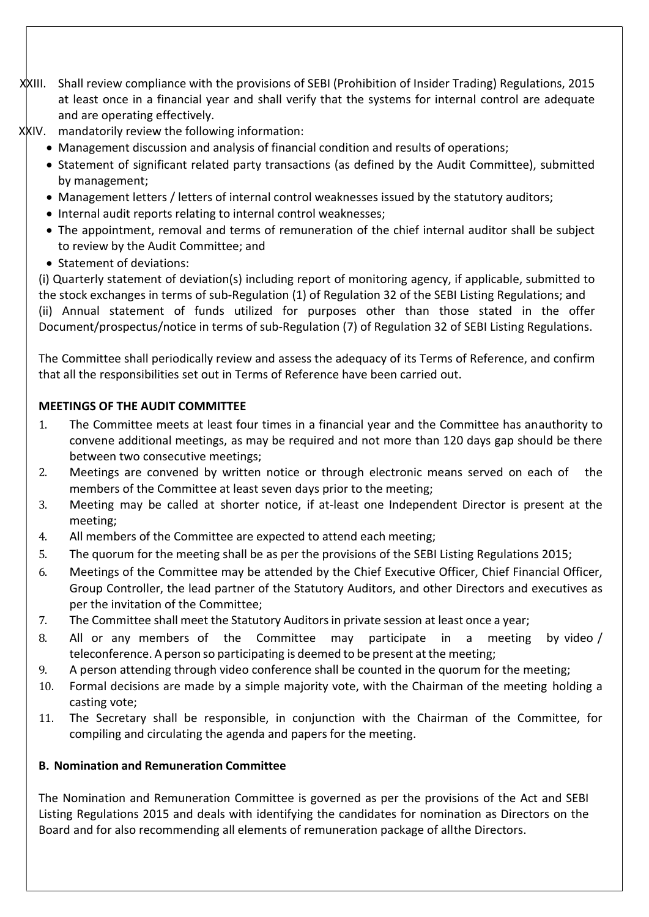XXIII. Shall review compliance with the provisions of SEBI (Prohibition of Insider Trading) Regulations, 2015 at least once in a financial year and shall verify that the systems for internal control are adequate and are operating effectively.

XXIV. mandatorily review the following information:

- Management discussion and analysis of financial condition and results of operations;
- Statement of significant related party transactions (as defined by the Audit Committee), submitted by management;
- Management letters / letters of internal control weaknesses issued by the statutory auditors;
- Internal audit reports relating to internal control weaknesses;
- The appointment, removal and terms of remuneration of the chief internal auditor shall be subject to review by the Audit Committee; and
- Statement of deviations:

(i) Quarterly statement of deviation(s) including report of monitoring agency, if applicable, submitted to the stock exchanges in terms of sub-Regulation (1) of Regulation 32 of the SEBI Listing Regulations; and
(ii) Annual statement of funds utilized for purposes other than those stated in the offer Document/prospectus/notice in terms of sub-Regulation (7) of Regulation 32 of SEBI Listing Regulations.

The Committee shall periodically review and assess the adequacy of its Terms of Reference, and confirm that all the responsibilities set out in Terms of Reference have been carried out.

**MEETINGS OF THE AUDIT COMMITTEE**

1. The Committee meets at least four times in a financial year and the Committee has anauthority to convene additional meetings, as may be required and not more than 120 days gap should be there between two consecutive meetings;
2. Meetings are convened by written notice or through electronic means served on each of the members of the Committee at least seven days prior to the meeting;
3. Meeting may be called at shorter notice, if at-least one Independent Director is present at the meeting;
4. All members of the Committee are expected to attend each meeting;
5. The quorum for the meeting shall be as per the provisions of the SEBI Listing Regulations 2015;
6. Meetings of the Committee may be attended by the Chief Executive Officer, Chief Financial Officer, Group Controller, the lead partner of the Statutory Auditors, and other Directors and executives as per the invitation of the Committee;
7. The Committee shall meet the Statutory Auditors in private session at least once a year;
8. All or any members of the Committee may participate in a meeting by video / teleconference. A person so participating is deemed to be present at the meeting;
9. A person attending through video conference shall be counted in the quorum for the meeting;
10. Formal decisions are made by a simple majority vote, with the Chairman of the meeting holding a casting vote;
11. The Secretary shall be responsible, in conjunction with the Chairman of the Committee, for compiling and circulating the agenda and papers for the meeting.

**B. Nomination and Remuneration Committee**

The Nomination and Remuneration Committee is governed as per the provisions of the Act and SEBI Listing Regulations 2015 and deals with identifying the candidates for nomination as Directors on the Board and for also recommending all elements of remuneration package of allthe Directors.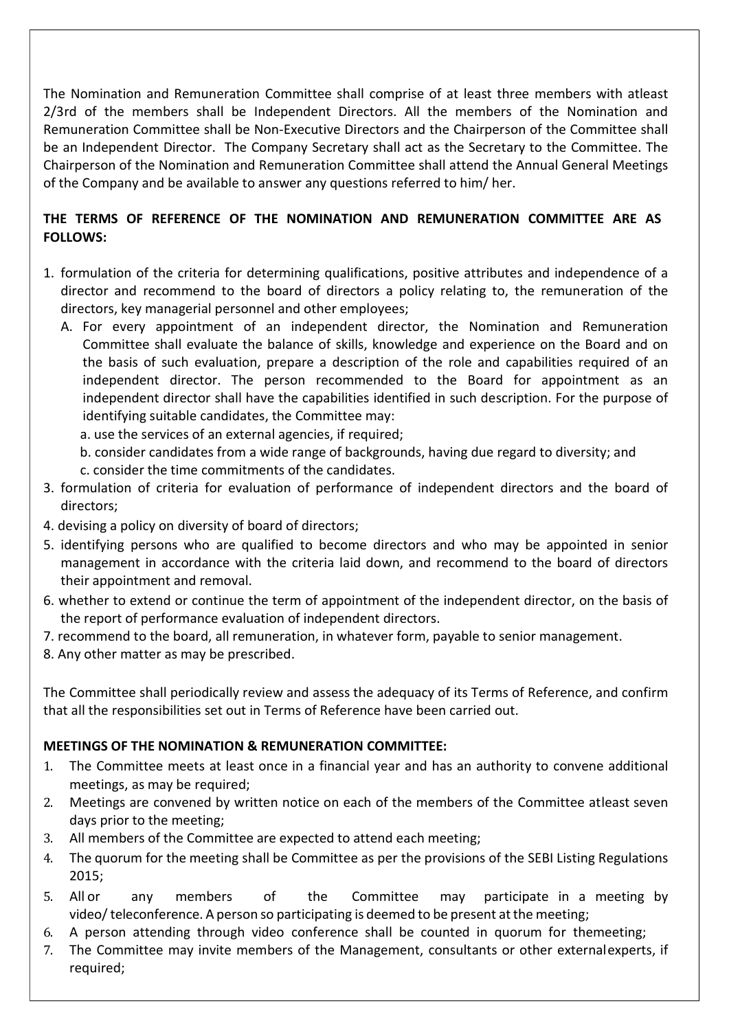The Nomination and Remuneration Committee shall comprise of at least three members with atleast 2/3rd of the members shall be Independent Directors. All the members of the Nomination and Remuneration Committee shall be Non-Executive Directors and the Chairperson of the Committee shall be an Independent Director. The Company Secretary shall act as the Secretary to the Committee. The Chairperson of the Nomination and Remuneration Committee shall attend the Annual General Meetings of the Company and be available to answer any questions referred to him/ her.

**THE TERMS OF REFERENCE OF THE NOMINATION AND REMUNERATION COMMITTEE ARE AS FOLLOWS:**

1. formulation of the criteria for determining qualifications, positive attributes and independence of a director and recommend to the board of directors a policy relating to, the remuneration of the directors, key managerial personnel and other employees;
   A. For every appointment of an independent director, the Nomination and Remuneration Committee shall evaluate the balance of skills, knowledge and experience on the Board and on the basis of such evaluation, prepare a description of the role and capabilities required of an independent director. The person recommended to the Board for appointment as an independent director shall have the capabilities identified in such description. For the purpose of identifying suitable candidates, the Committee may:
      a. use the services of an external agencies, if required;
      b. consider candidates from a wide range of backgrounds, having due regard to diversity; and
      c. consider the time commitments of the candidates.
3. formulation of criteria for evaluation of performance of independent directors and the board of directors;
4. devising a policy on diversity of board of directors;
5. identifying persons who are qualified to become directors and who may be appointed in senior management in accordance with the criteria laid down, and recommend to the board of directors their appointment and removal.
6. whether to extend or continue the term of appointment of the independent director, on the basis of the report of performance evaluation of independent directors.
7. recommend to the board, all remuneration, in whatever form, payable to senior management.
8. Any other matter as may be prescribed.

The Committee shall periodically review and assess the adequacy of its Terms of Reference, and confirm that all the responsibilities set out in Terms of Reference have been carried out.

**MEETINGS OF THE NOMINATION & REMUNERATION COMMITTEE:**

1. The Committee meets at least once in a financial year and has an authority to convene additional meetings, as may be required;
2. Meetings are convened by written notice on each of the members of the Committee atleast seven days prior to the meeting;
3. All members of the Committee are expected to attend each meeting;
4. The quorum for the meeting shall be Committee as per the provisions of the SEBI Listing Regulations 2015;
5. All or any members of the Committee may participate in a meeting by video/ teleconference. A person so participating is deemed to be present at the meeting;
6. A person attending through video conference shall be counted in quorum for themeeting;
7. The Committee may invite members of the Management, consultants or other externalexperts, if required;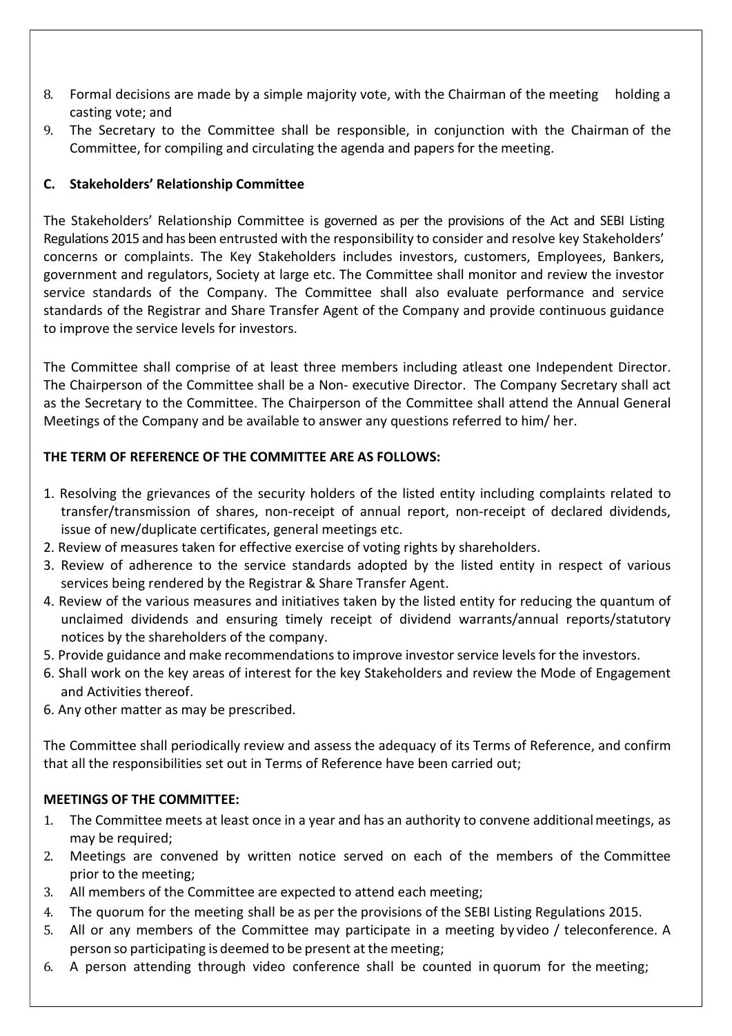8. Formal decisions are made by a simple majority vote, with the Chairman of the meeting holding a casting vote; and
9. The Secretary to the Committee shall be responsible, in conjunction with the Chairman of the Committee, for compiling and circulating the agenda and papers for the meeting.

### C. Stakeholders' Relationship Committee

The Stakeholders' Relationship Committee is governed as per the provisions of the Act and SEBI Listing Regulations 2015 and has been entrusted with the responsibility to consider and resolve key Stakeholders' concerns or complaints. The Key Stakeholders includes investors, customers, Employees, Bankers, government and regulators, Society at large etc. The Committee shall monitor and review the investor service standards of the Company. The Committee shall also evaluate performance and service standards of the Registrar and Share Transfer Agent of the Company and provide continuous guidance to improve the service levels for investors.

The Committee shall comprise of at least three members including atleast one Independent Director. The Chairperson of the Committee shall be a Non- executive Director. The Company Secretary shall act as the Secretary to the Committee. The Chairperson of the Committee shall attend the Annual General Meetings of the Company and be available to answer any questions referred to him/ her.

**THE TERM OF REFERENCE OF THE COMMITTEE ARE AS FOLLOWS:**

1. Resolving the grievances of the security holders of the listed entity including complaints related to transfer/transmission of shares, non-receipt of annual report, non-receipt of declared dividends, issue of new/duplicate certificates, general meetings etc.
2. Review of measures taken for effective exercise of voting rights by shareholders.
3. Review of adherence to the service standards adopted by the listed entity in respect of various services being rendered by the Registrar & Share Transfer Agent.
4. Review of the various measures and initiatives taken by the listed entity for reducing the quantum of unclaimed dividends and ensuring timely receipt of dividend warrants/annual reports/statutory notices by the shareholders of the company.
5. Provide guidance and make recommendations to improve investor service levels for the investors.
6. Shall work on the key areas of interest for the key Stakeholders and review the Mode of Engagement and Activities thereof.
6. Any other matter as may be prescribed.

The Committee shall periodically review and assess the adequacy of its Terms of Reference, and confirm that all the responsibilities set out in Terms of Reference have been carried out;

**MEETINGS OF THE COMMITTEE:**

1. The Committee meets at least once in a year and has an authority to convene additional meetings, as may be required;
2. Meetings are convened by written notice served on each of the members of the Committee prior to the meeting;
3. All members of the Committee are expected to attend each meeting;
4. The quorum for the meeting shall be as per the provisions of the SEBI Listing Regulations 2015.
5. All or any members of the Committee may participate in a meeting by video / teleconference. A person so participating is deemed to be present at the meeting;
6. A person attending through video conference shall be counted in quorum for the meeting;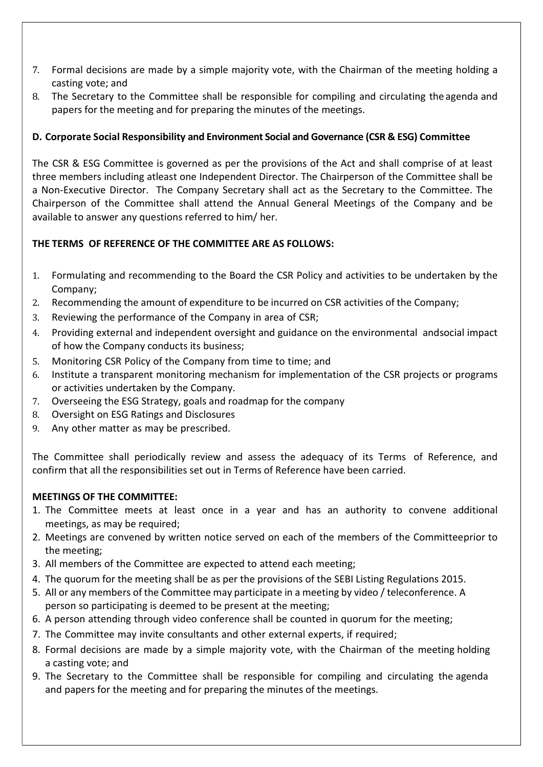7. Formal decisions are made by a simple majority vote, with the Chairman of the meeting holding a casting vote; and
8. The Secretary to the Committee shall be responsible for compiling and circulating the agenda and papers for the meeting and for preparing the minutes of the meetings.

**D. Corporate Social Responsibility and Environment Social and Governance (CSR & ESG) Committee**

The CSR & ESG Committee is governed as per the provisions of the Act and shall comprise of at least three members including atleast one Independent Director. The Chairperson of the Committee shall be a Non-Executive Director. The Company Secretary shall act as the Secretary to the Committee. The Chairperson of the Committee shall attend the Annual General Meetings of the Company and be available to answer any questions referred to him/ her.

**THE TERMS OF REFERENCE OF THE COMMITTEE ARE AS FOLLOWS:**

1. Formulating and recommending to the Board the CSR Policy and activities to be undertaken by the Company;
2. Recommending the amount of expenditure to be incurred on CSR activities of the Company;
3. Reviewing the performance of the Company in area of CSR;
4. Providing external and independent oversight and guidance on the environmental andsocial impact of how the Company conducts its business;
5. Monitoring CSR Policy of the Company from time to time; and
6. Institute a transparent monitoring mechanism for implementation of the CSR projects or programs or activities undertaken by the Company.
7. Overseeing the ESG Strategy, goals and roadmap for the company
8. Oversight on ESG Ratings and Disclosures
9. Any other matter as may be prescribed.

The Committee shall periodically review and assess the adequacy of its Terms of Reference, and confirm that all the responsibilities set out in Terms of Reference have been carried.

**MEETINGS OF THE COMMITTEE:**

1. The Committee meets at least once in a year and has an authority to convene additional meetings, as may be required;
2. Meetings are convened by written notice served on each of the members of the Committeeprior to the meeting;
3. All members of the Committee are expected to attend each meeting;
4. The quorum for the meeting shall be as per the provisions of the SEBI Listing Regulations 2015.
5. All or any members of the Committee may participate in a meeting by video / teleconference. A person so participating is deemed to be present at the meeting;
6. A person attending through video conference shall be counted in quorum for the meeting;
7. The Committee may invite consultants and other external experts, if required;
8. Formal decisions are made by a simple majority vote, with the Chairman of the meeting holding a casting vote; and
9. The Secretary to the Committee shall be responsible for compiling and circulating the agenda and papers for the meeting and for preparing the minutes of the meetings.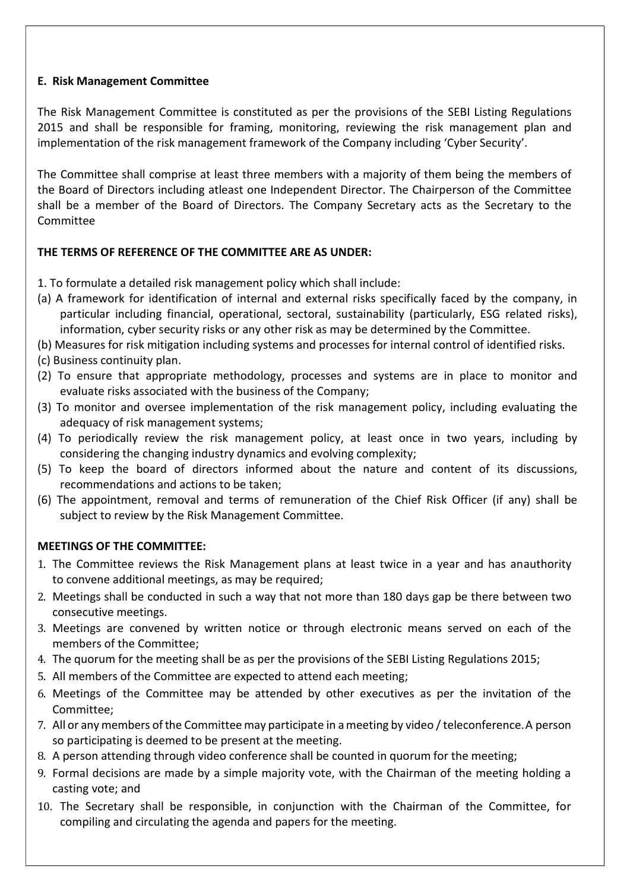**E. Risk Management Committee**

The Risk Management Committee is constituted as per the provisions of the SEBI Listing Regulations 2015 and shall be responsible for framing, monitoring, reviewing the risk management plan and implementation of the risk management framework of the Company including 'Cyber Security'.

The Committee shall comprise at least three members with a majority of them being the members of the Board of Directors including atleast one Independent Director. The Chairperson of the Committee shall be a member of the Board of Directors. The Company Secretary acts as the Secretary to the Committee

**THE TERMS OF REFERENCE OF THE COMMITTEE ARE AS UNDER:**

1. To formulate a detailed risk management policy which shall include:

(a) A framework for identification of internal and external risks specifically faced by the company, in particular including financial, operational, sectoral, sustainability (particularly, ESG related risks), information, cyber security risks or any other risk as may be determined by the Committee.

(b) Measures for risk mitigation including systems and processes for internal control of identified risks.

(c) Business continuity plan.

(2) To ensure that appropriate methodology, processes and systems are in place to monitor and evaluate risks associated with the business of the Company;

(3) To monitor and oversee implementation of the risk management policy, including evaluating the adequacy of risk management systems;

(4) To periodically review the risk management policy, at least once in two years, including by considering the changing industry dynamics and evolving complexity;

(5) To keep the board of directors informed about the nature and content of its discussions, recommendations and actions to be taken;

(6) The appointment, removal and terms of remuneration of the Chief Risk Officer (if any) shall be subject to review by the Risk Management Committee.

**MEETINGS OF THE COMMITTEE:**

1. The Committee reviews the Risk Management plans at least twice in a year and has anauthority to convene additional meetings, as may be required;
2. Meetings shall be conducted in such a way that not more than 180 days gap be there between two consecutive meetings.
3. Meetings are convened by written notice or through electronic means served on each of the members of the Committee;
4. The quorum for the meeting shall be as per the provisions of the SEBI Listing Regulations 2015;
5. All members of the Committee are expected to attend each meeting;
6. Meetings of the Committee may be attended by other executives as per the invitation of the Committee;
7. All or any members of the Committee may participate in a meeting by video / teleconference. A person so participating is deemed to be present at the meeting.
8. A person attending through video conference shall be counted in quorum for the meeting;
9. Formal decisions are made by a simple majority vote, with the Chairman of the meeting holding a casting vote; and
10. The Secretary shall be responsible, in conjunction with the Chairman of the Committee, for compiling and circulating the agenda and papers for the meeting.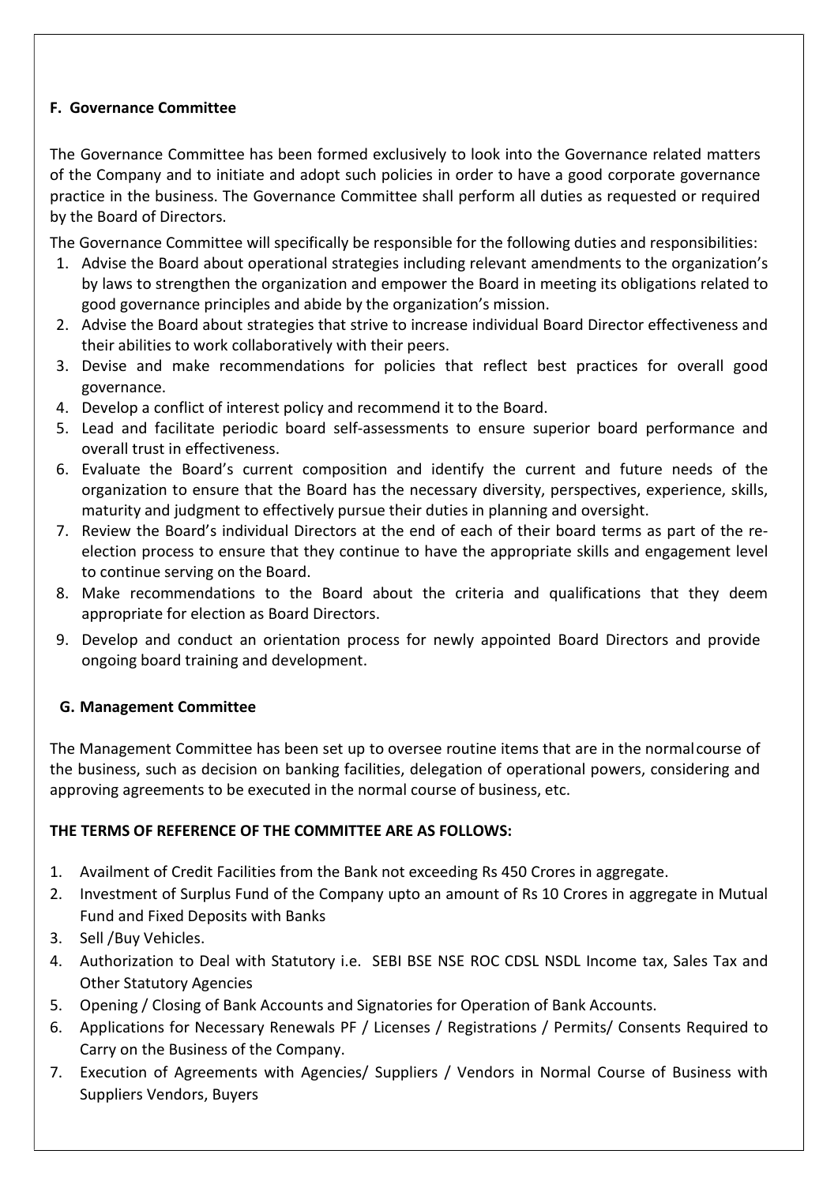### F. Governance Committee

The Governance Committee has been formed exclusively to look into the Governance related matters of the Company and to initiate and adopt such policies in order to have a good corporate governance practice in the business. The Governance Committee shall perform all duties as requested or required by the Board of Directors.

The Governance Committee will specifically be responsible for the following duties and responsibilities:

1. Advise the Board about operational strategies including relevant amendments to the organization's by laws to strengthen the organization and empower the Board in meeting its obligations related to good governance principles and abide by the organization's mission.
2. Advise the Board about strategies that strive to increase individual Board Director effectiveness and their abilities to work collaboratively with their peers.
3. Devise and make recommendations for policies that reflect best practices for overall good governance.
4. Develop a conflict of interest policy and recommend it to the Board.
5. Lead and facilitate periodic board self-assessments to ensure superior board performance and overall trust in effectiveness.
6. Evaluate the Board's current composition and identify the current and future needs of the organization to ensure that the Board has the necessary diversity, perspectives, experience, skills, maturity and judgment to effectively pursue their duties in planning and oversight.
7. Review the Board's individual Directors at the end of each of their board terms as part of the re-election process to ensure that they continue to have the appropriate skills and engagement level to continue serving on the Board.
8. Make recommendations to the Board about the criteria and qualifications that they deem appropriate for election as Board Directors.
9. Develop and conduct an orientation process for newly appointed Board Directors and provide ongoing board training and development.

### G. Management Committee

The Management Committee has been set up to oversee routine items that are in the normal course of the business, such as decision on banking facilities, delegation of operational powers, considering and approving agreements to be executed in the normal course of business, etc.

**THE TERMS OF REFERENCE OF THE COMMITTEE ARE AS FOLLOWS:**

1. Availment of Credit Facilities from the Bank not exceeding Rs 450 Crores in aggregate.
2. Investment of Surplus Fund of the Company upto an amount of Rs 10 Crores in aggregate in Mutual Fund and Fixed Deposits with Banks
3. Sell /Buy Vehicles.
4. Authorization to Deal with Statutory i.e. SEBI BSE NSE ROC CDSL NSDL Income tax, Sales Tax and Other Statutory Agencies
5. Opening / Closing of Bank Accounts and Signatories for Operation of Bank Accounts.
6. Applications for Necessary Renewals PF / Licenses / Registrations / Permits/ Consents Required to Carry on the Business of the Company.
7. Execution of Agreements with Agencies/ Suppliers / Vendors in Normal Course of Business with Suppliers Vendors, Buyers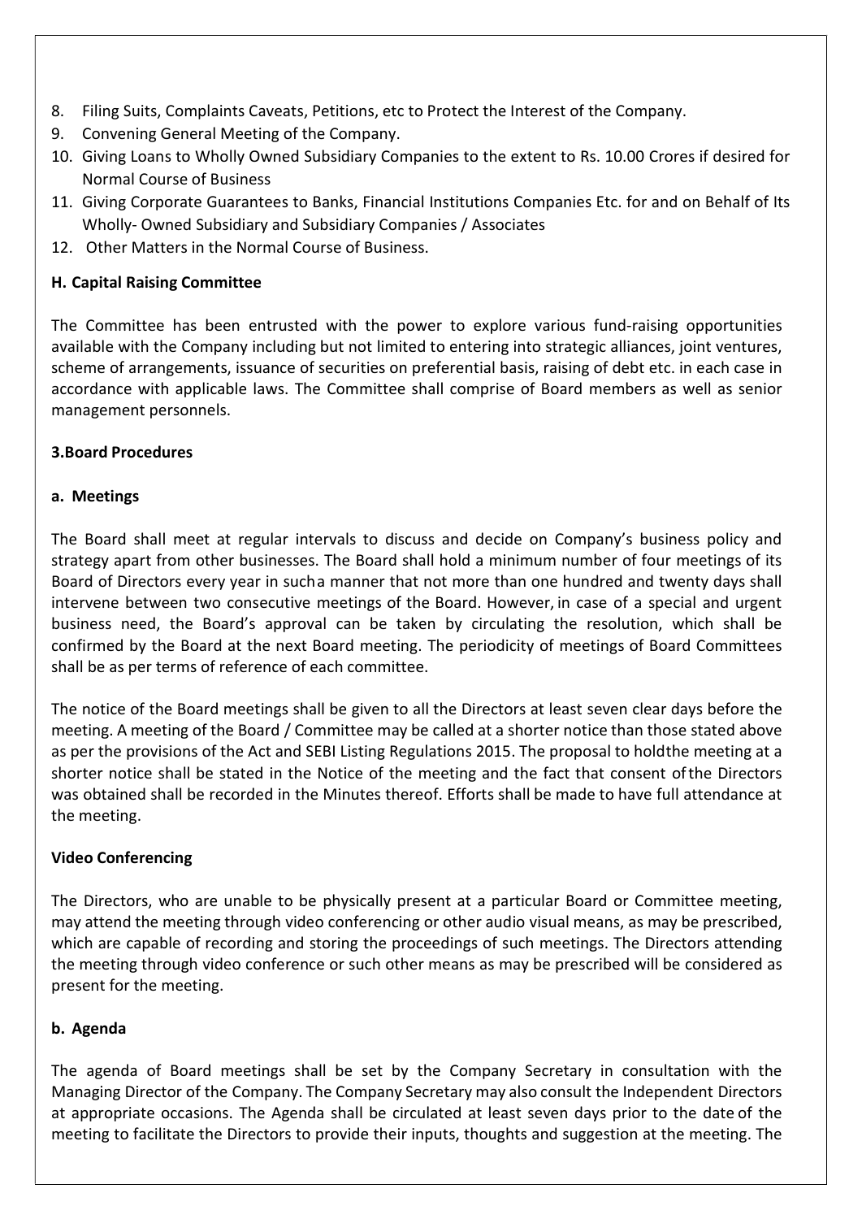8. Filing Suits, Complaints Caveats, Petitions, etc to Protect the Interest of the Company.
9. Convening General Meeting of the Company.
10. Giving Loans to Wholly Owned Subsidiary Companies to the extent to Rs. 10.00 Crores if desired for Normal Course of Business
11. Giving Corporate Guarantees to Banks, Financial Institutions Companies Etc. for and on Behalf of Its Wholly- Owned Subsidiary and Subsidiary Companies / Associates
12. Other Matters in the Normal Course of Business.

**H. Capital Raising Committee**

The Committee has been entrusted with the power to explore various fund-raising opportunities available with the Company including but not limited to entering into strategic alliances, joint ventures, scheme of arrangements, issuance of securities on preferential basis, raising of debt etc. in each case in accordance with applicable laws. The Committee shall comprise of Board members as well as senior management personnels.

**3.Board Procedures**

**a. Meetings**

The Board shall meet at regular intervals to discuss and decide on Company's business policy and strategy apart from other businesses. The Board shall hold a minimum number of four meetings of its Board of Directors every year in sucha manner that not more than one hundred and twenty days shall intervene between two consecutive meetings of the Board. However, in case of a special and urgent business need, the Board's approval can be taken by circulating the resolution, which shall be confirmed by the Board at the next Board meeting. The periodicity of meetings of Board Committees shall be as per terms of reference of each committee.

The notice of the Board meetings shall be given to all the Directors at least seven clear days before the meeting. A meeting of the Board / Committee may be called at a shorter notice than those stated above as per the provisions of the Act and SEBI Listing Regulations 2015. The proposal to holdthe meeting at a shorter notice shall be stated in the Notice of the meeting and the fact that consent ofthe Directors was obtained shall be recorded in the Minutes thereof. Efforts shall be made to have full attendance at the meeting.

**Video Conferencing**

The Directors, who are unable to be physically present at a particular Board or Committee meeting, may attend the meeting through video conferencing or other audio visual means, as may be prescribed, which are capable of recording and storing the proceedings of such meetings. The Directors attending the meeting through video conference or such other means as may be prescribed will be considered as present for the meeting.

**b. Agenda**

The agenda of Board meetings shall be set by the Company Secretary in consultation with the Managing Director of the Company. The Company Secretary may also consult the Independent Directors at appropriate occasions. The Agenda shall be circulated at least seven days prior to the date of the meeting to facilitate the Directors to provide their inputs, thoughts and suggestion at the meeting. The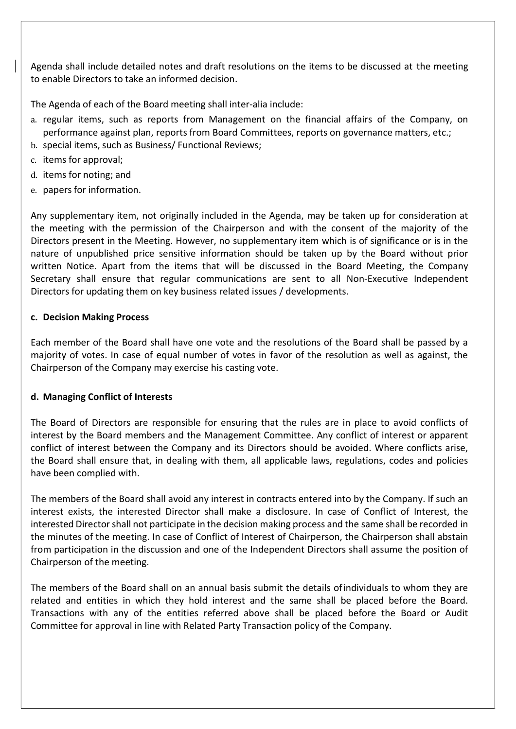Agenda shall include detailed notes and draft resolutions on the items to be discussed at the meeting to enable Directors to take an informed decision.

The Agenda of each of the Board meeting shall inter-alia include:

a. regular items, such as reports from Management on the financial affairs of the Company, on performance against plan, reports from Board Committees, reports on governance matters, etc.;
b. special items, such as Business/ Functional Reviews;
c. items for approval;
d. items for noting; and
e. papers for information.

Any supplementary item, not originally included in the Agenda, may be taken up for consideration at the meeting with the permission of the Chairperson and with the consent of the majority of the Directors present in the Meeting. However, no supplementary item which is of significance or is in the nature of unpublished price sensitive information should be taken up by the Board without prior written Notice. Apart from the items that will be discussed in the Board Meeting, the Company Secretary shall ensure that regular communications are sent to all Non-Executive Independent Directors for updating them on key business related issues / developments.

**c. Decision Making Process**

Each member of the Board shall have one vote and the resolutions of the Board shall be passed by a majority of votes. In case of equal number of votes in favor of the resolution as well as against, the Chairperson of the Company may exercise his casting vote.

**d. Managing Conflict of Interests**

The Board of Directors are responsible for ensuring that the rules are in place to avoid conflicts of interest by the Board members and the Management Committee. Any conflict of interest or apparent conflict of interest between the Company and its Directors should be avoided. Where conflicts arise, the Board shall ensure that, in dealing with them, all applicable laws, regulations, codes and policies have been complied with.

The members of the Board shall avoid any interest in contracts entered into by the Company. If such an interest exists, the interested Director shall make a disclosure. In case of Conflict of Interest, the interested Director shall not participate in the decision making process and the same shall be recorded in the minutes of the meeting. In case of Conflict of Interest of Chairperson, the Chairperson shall abstain from participation in the discussion and one of the Independent Directors shall assume the position of Chairperson of the meeting.

The members of the Board shall on an annual basis submit the details of individuals to whom they are related and entities in which they hold interest and the same shall be placed before the Board. Transactions with any of the entities referred above shall be placed before the Board or Audit Committee for approval in line with Related Party Transaction policy of the Company.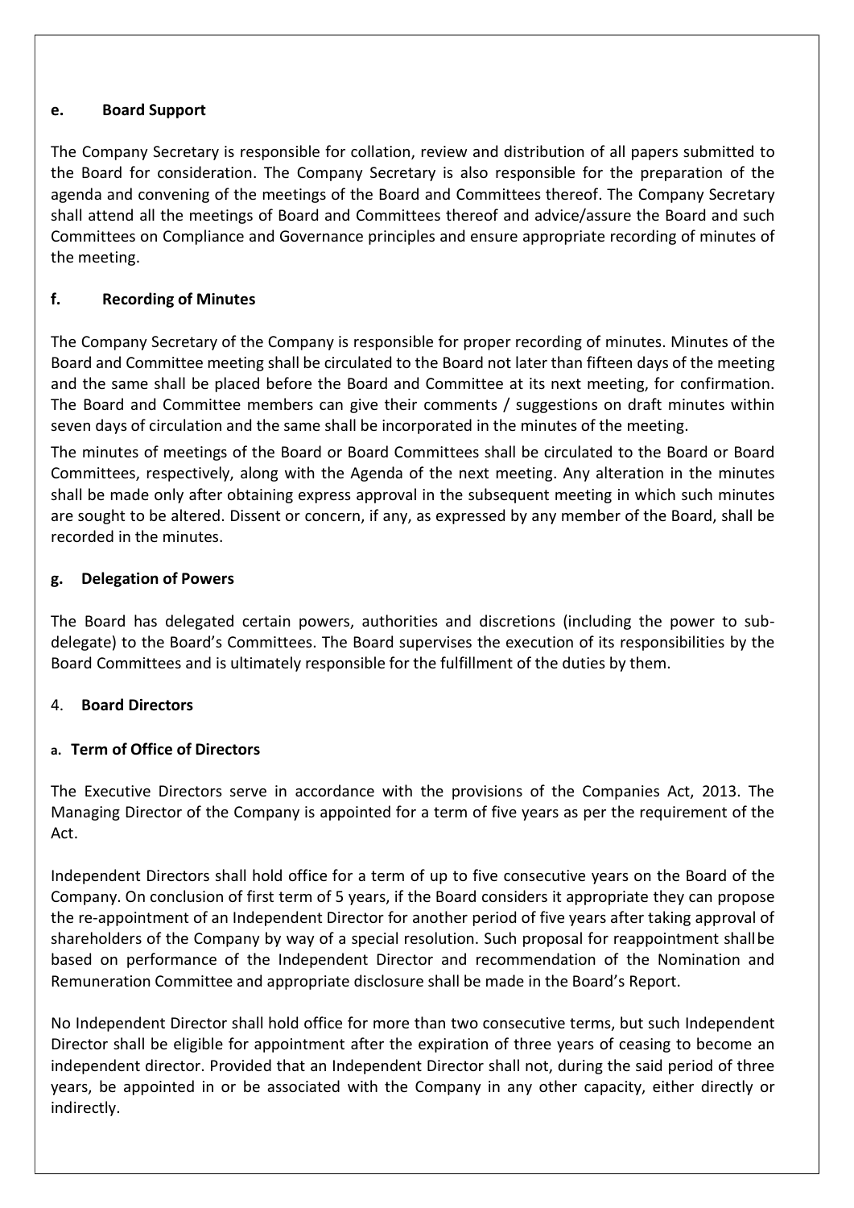#### e. Board Support

The Company Secretary is responsible for collation, review and distribution of all papers submitted to the Board for consideration. The Company Secretary is also responsible for the preparation of the agenda and convening of the meetings of the Board and Committees thereof. The Company Secretary shall attend all the meetings of Board and Committees thereof and advice/assure the Board and such Committees on Compliance and Governance principles and ensure appropriate recording of minutes of the meeting.

#### f. Recording of Minutes

The Company Secretary of the Company is responsible for proper recording of minutes. Minutes of the Board and Committee meeting shall be circulated to the Board not later than fifteen days of the meeting and the same shall be placed before the Board and Committee at its next meeting, for confirmation. The Board and Committee members can give their comments / suggestions on draft minutes within seven days of circulation and the same shall be incorporated in the minutes of the meeting.

The minutes of meetings of the Board or Board Committees shall be circulated to the Board or Board Committees, respectively, along with the Agenda of the next meeting. Any alteration in the minutes shall be made only after obtaining express approval in the subsequent meeting in which such minutes are sought to be altered. Dissent or concern, if any, as expressed by any member of the Board, shall be recorded in the minutes.

#### g. Delegation of Powers

The Board has delegated certain powers, authorities and discretions (including the power to sub-delegate) to the Board's Committees. The Board supervises the execution of its responsibilities by the Board Committees and is ultimately responsible for the fulfillment of the duties by them.

### 4. Board Directors

#### a. Term of Office of Directors

The Executive Directors serve in accordance with the provisions of the Companies Act, 2013. The Managing Director of the Company is appointed for a term of five years as per the requirement of the Act.

Independent Directors shall hold office for a term of up to five consecutive years on the Board of the Company. On conclusion of first term of 5 years, if the Board considers it appropriate they can propose the re-appointment of an Independent Director for another period of five years after taking approval of shareholders of the Company by way of a special resolution. Such proposal for reappointment shall be based on performance of the Independent Director and recommendation of the Nomination and Remuneration Committee and appropriate disclosure shall be made in the Board's Report.

No Independent Director shall hold office for more than two consecutive terms, but such Independent Director shall be eligible for appointment after the expiration of three years of ceasing to become an independent director. Provided that an Independent Director shall not, during the said period of three years, be appointed in or be associated with the Company in any other capacity, either directly or indirectly.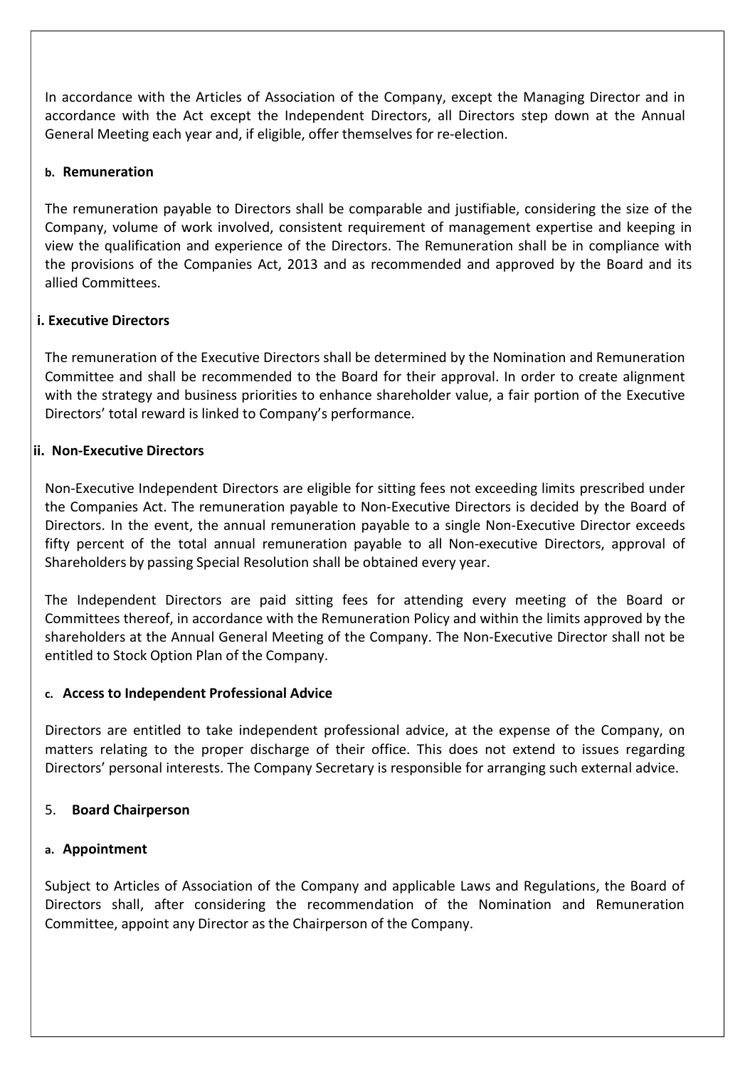In accordance with the Articles of Association of the Company, except the Managing Director and in accordance with the Act except the Independent Directors, all Directors step down at the Annual General Meeting each year and, if eligible, offer themselves for re-election.

#### b. Remuneration

The remuneration payable to Directors shall be comparable and justifiable, considering the size of the Company, volume of work involved, consistent requirement of management expertise and keeping in view the qualification and experience of the Directors. The Remuneration shall be in compliance with the provisions of the Companies Act, 2013 and as recommended and approved by the Board and its allied Committees.

#### i. Executive Directors

The remuneration of the Executive Directors shall be determined by the Nomination and Remuneration Committee and shall be recommended to the Board for their approval. In order to create alignment with the strategy and business priorities to enhance shareholder value, a fair portion of the Executive Directors' total reward is linked to Company's performance.

#### ii. Non-Executive Directors

Non-Executive Independent Directors are eligible for sitting fees not exceeding limits prescribed under the Companies Act. The remuneration payable to Non-Executive Directors is decided by the Board of Directors. In the event, the annual remuneration payable to a single Non-Executive Director exceeds fifty percent of the total annual remuneration payable to all Non-executive Directors, approval of Shareholders by passing Special Resolution shall be obtained every year.

The Independent Directors are paid sitting fees for attending every meeting of the Board or Committees thereof, in accordance with the Remuneration Policy and within the limits approved by the shareholders at the Annual General Meeting of the Company. The Non-Executive Director shall not be entitled to Stock Option Plan of the Company.

#### c. Access to Independent Professional Advice

Directors are entitled to take independent professional advice, at the expense of the Company, on matters relating to the proper discharge of their office. This does not extend to issues regarding Directors' personal interests. The Company Secretary is responsible for arranging such external advice.

### 5. Board Chairperson

#### a. Appointment

Subject to Articles of Association of the Company and applicable Laws and Regulations, the Board of Directors shall, after considering the recommendation of the Nomination and Remuneration Committee, appoint any Director as the Chairperson of the Company.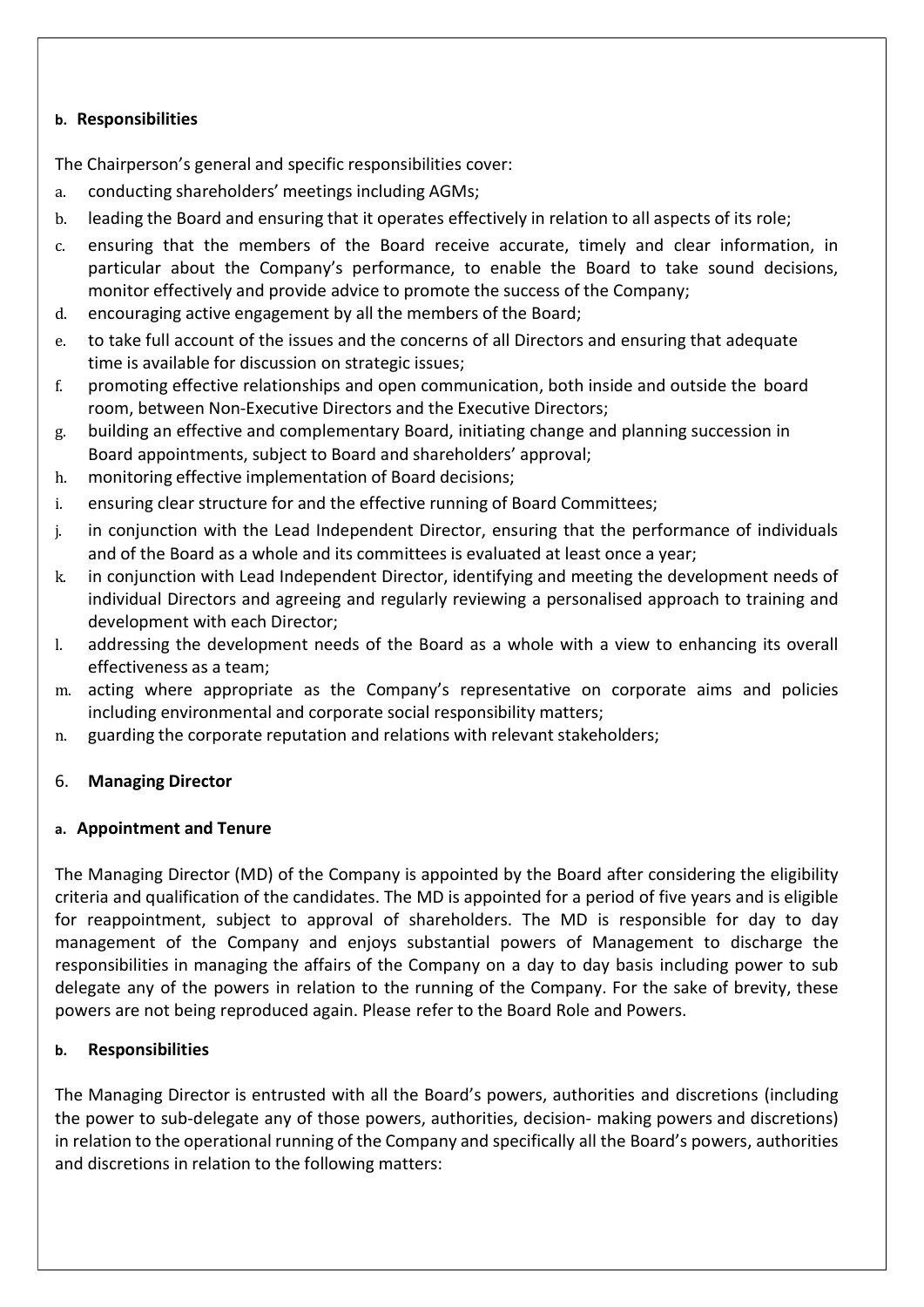#### b. Responsibilities

The Chairperson's general and specific responsibilities cover:

a. conducting shareholders' meetings including AGMs;
b. leading the Board and ensuring that it operates effectively in relation to all aspects of its role;
c. ensuring that the members of the Board receive accurate, timely and clear information, in particular about the Company's performance, to enable the Board to take sound decisions, monitor effectively and provide advice to promote the success of the Company;
d. encouraging active engagement by all the members of the Board;
e. to take full account of the issues and the concerns of all Directors and ensuring that adequate time is available for discussion on strategic issues;
f. promoting effective relationships and open communication, both inside and outside the board room, between Non-Executive Directors and the Executive Directors;
g. building an effective and complementary Board, initiating change and planning succession in Board appointments, subject to Board and shareholders' approval;
h. monitoring effective implementation of Board decisions;
i. ensuring clear structure for and the effective running of Board Committees;
j. in conjunction with the Lead Independent Director, ensuring that the performance of individuals and of the Board as a whole and its committees is evaluated at least once a year;
k. in conjunction with Lead Independent Director, identifying and meeting the development needs of individual Directors and agreeing and regularly reviewing a personalised approach to training and development with each Director;
l. addressing the development needs of the Board as a whole with a view to enhancing its overall effectiveness as a team;
m. acting where appropriate as the Company's representative on corporate aims and policies including environmental and corporate social responsibility matters;
n. guarding the corporate reputation and relations with relevant stakeholders;

### 6. Managing Director

#### a. Appointment and Tenure

The Managing Director (MD) of the Company is appointed by the Board after considering the eligibility criteria and qualification of the candidates. The MD is appointed for a period of five years and is eligible for reappointment, subject to approval of shareholders. The MD is responsible for day to day management of the Company and enjoys substantial powers of Management to discharge the responsibilities in managing the affairs of the Company on a day to day basis including power to sub delegate any of the powers in relation to the running of the Company. For the sake of brevity, these powers are not being reproduced again. Please refer to the Board Role and Powers.

#### b. Responsibilities

The Managing Director is entrusted with all the Board's powers, authorities and discretions (including the power to sub-delegate any of those powers, authorities, decision- making powers and discretions) in relation to the operational running of the Company and specifically all the Board's powers, authorities and discretions in relation to the following matters: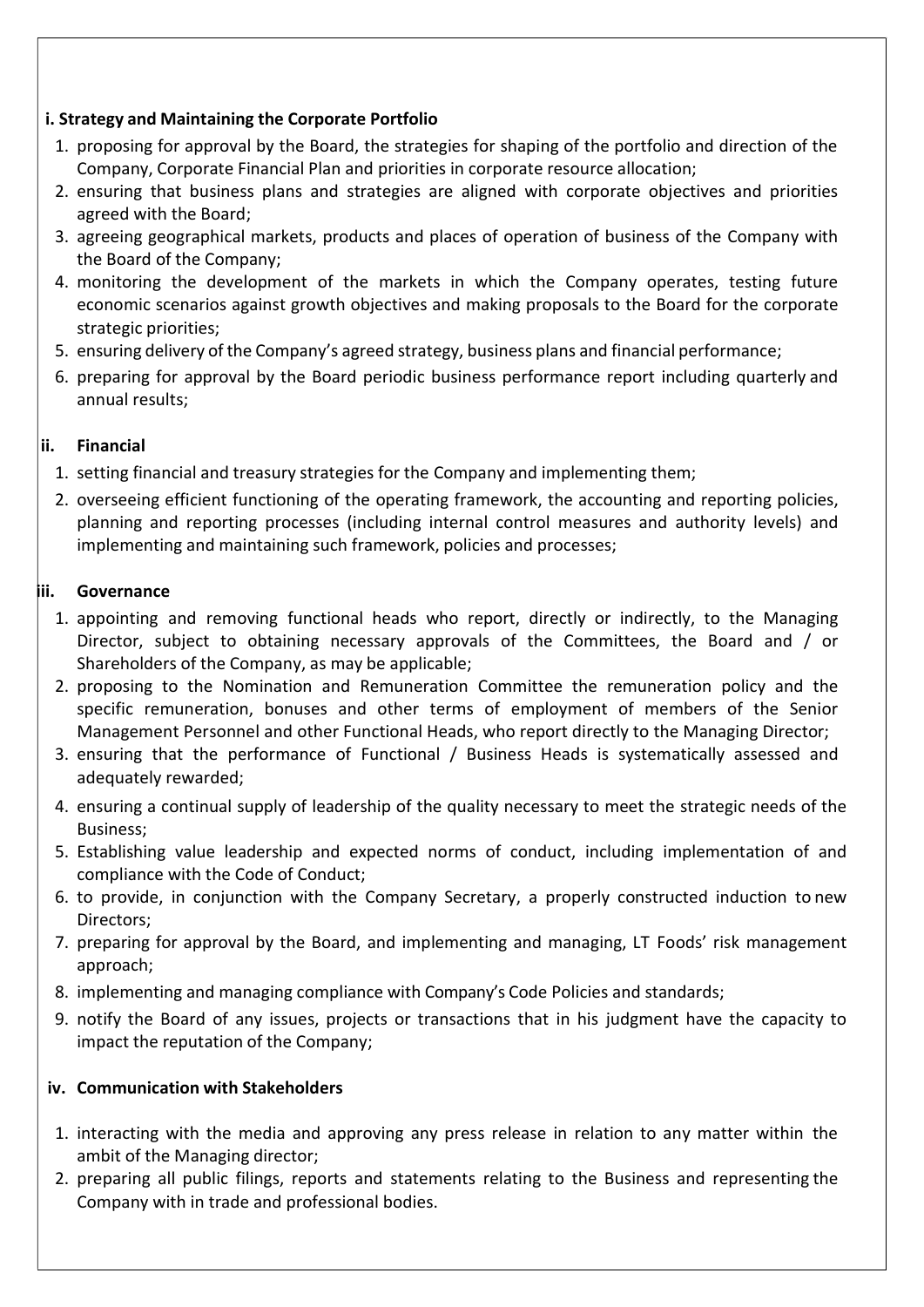**i. Strategy and Maintaining the Corporate Portfolio**

1. proposing for approval by the Board, the strategies for shaping of the portfolio and direction of the Company, Corporate Financial Plan and priorities in corporate resource allocation;
2. ensuring that business plans and strategies are aligned with corporate objectives and priorities agreed with the Board;
3. agreeing geographical markets, products and places of operation of business of the Company with the Board of the Company;
4. monitoring the development of the markets in which the Company operates, testing future economic scenarios against growth objectives and making proposals to the Board for the corporate strategic priorities;
5. ensuring delivery of the Company's agreed strategy, business plans and financial performance;
6. preparing for approval by the Board periodic business performance report including quarterly and annual results;

**ii. Financial**

1. setting financial and treasury strategies for the Company and implementing them;
2. overseeing efficient functioning of the operating framework, the accounting and reporting policies, planning and reporting processes (including internal control measures and authority levels) and implementing and maintaining such framework, policies and processes;

**iii. Governance**

1. appointing and removing functional heads who report, directly or indirectly, to the Managing Director, subject to obtaining necessary approvals of the Committees, the Board and / or Shareholders of the Company, as may be applicable;
2. proposing to the Nomination and Remuneration Committee the remuneration policy and the specific remuneration, bonuses and other terms of employment of members of the Senior Management Personnel and other Functional Heads, who report directly to the Managing Director;
3. ensuring that the performance of Functional / Business Heads is systematically assessed and adequately rewarded;
4. ensuring a continual supply of leadership of the quality necessary to meet the strategic needs of the Business;
5. Establishing value leadership and expected norms of conduct, including implementation of and compliance with the Code of Conduct;
6. to provide, in conjunction with the Company Secretary, a properly constructed induction to new Directors;
7. preparing for approval by the Board, and implementing and managing, LT Foods' risk management approach;
8. implementing and managing compliance with Company's Code Policies and standards;
9. notify the Board of any issues, projects or transactions that in his judgment have the capacity to impact the reputation of the Company;

**iv. Communication with Stakeholders**

1. interacting with the media and approving any press release in relation to any matter within the ambit of the Managing director;
2. preparing all public filings, reports and statements relating to the Business and representing the Company with in trade and professional bodies.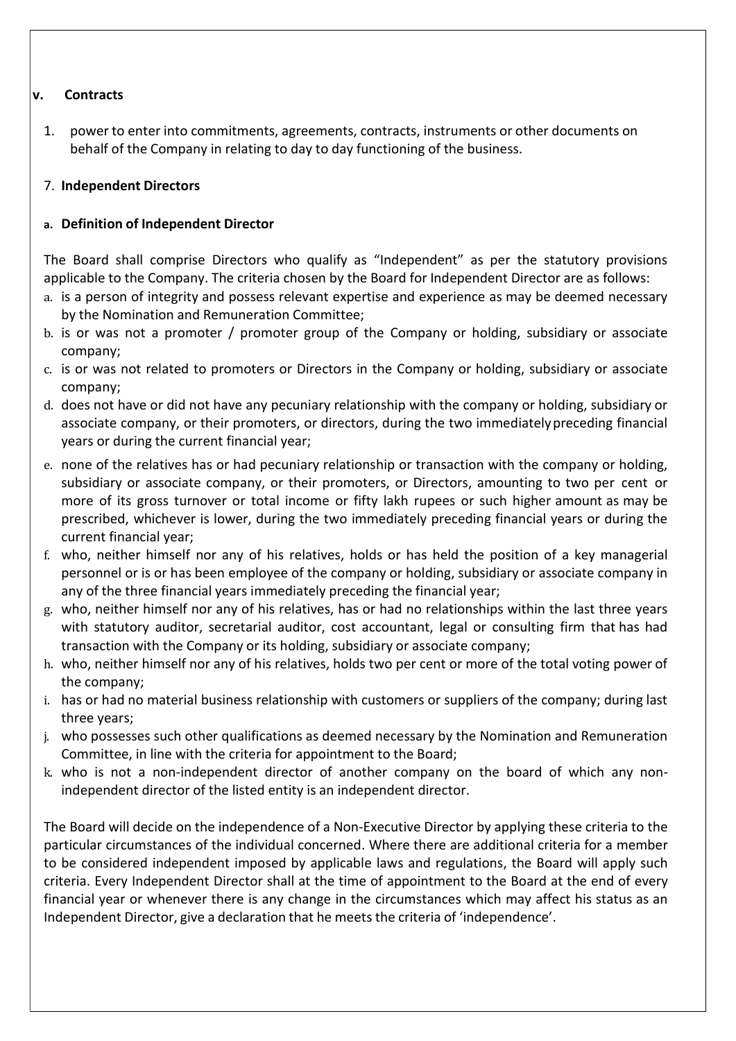**v. Contracts**

1. power to enter into commitments, agreements, contracts, instruments or other documents on behalf of the Company in relating to day to day functioning of the business.

7. **Independent Directors**

**a. Definition of Independent Director**

The Board shall comprise Directors who qualify as "Independent" as per the statutory provisions applicable to the Company. The criteria chosen by the Board for Independent Director are as follows:

a. is a person of integrity and possess relevant expertise and experience as may be deemed necessary by the Nomination and Remuneration Committee;
b. is or was not a promoter / promoter group of the Company or holding, subsidiary or associate company;
c. is or was not related to promoters or Directors in the Company or holding, subsidiary or associate company;
d. does not have or did not have any pecuniary relationship with the company or holding, subsidiary or associate company, or their promoters, or directors, during the two immediately preceding financial years or during the current financial year;
e. none of the relatives has or had pecuniary relationship or transaction with the company or holding, subsidiary or associate company, or their promoters, or Directors, amounting to two per cent or more of its gross turnover or total income or fifty lakh rupees or such higher amount as may be prescribed, whichever is lower, during the two immediately preceding financial years or during the current financial year;
f. who, neither himself nor any of his relatives, holds or has held the position of a key managerial personnel or is or has been employee of the company or holding, subsidiary or associate company in any of the three financial years immediately preceding the financial year;
g. who, neither himself nor any of his relatives, has or had no relationships within the last three years with statutory auditor, secretarial auditor, cost accountant, legal or consulting firm that has had transaction with the Company or its holding, subsidiary or associate company;
h. who, neither himself nor any of his relatives, holds two per cent or more of the total voting power of the company;
i. has or had no material business relationship with customers or suppliers of the company; during last three years;
j. who possesses such other qualifications as deemed necessary by the Nomination and Remuneration Committee, in line with the criteria for appointment to the Board;
k. who is not a non-independent director of another company on the board of which any non-independent director of the listed entity is an independent director.

The Board will decide on the independence of a Non-Executive Director by applying these criteria to the particular circumstances of the individual concerned. Where there are additional criteria for a member to be considered independent imposed by applicable laws and regulations, the Board will apply such criteria. Every Independent Director shall at the time of appointment to the Board at the end of every financial year or whenever there is any change in the circumstances which may affect his status as an Independent Director, give a declaration that he meets the criteria of 'independence'.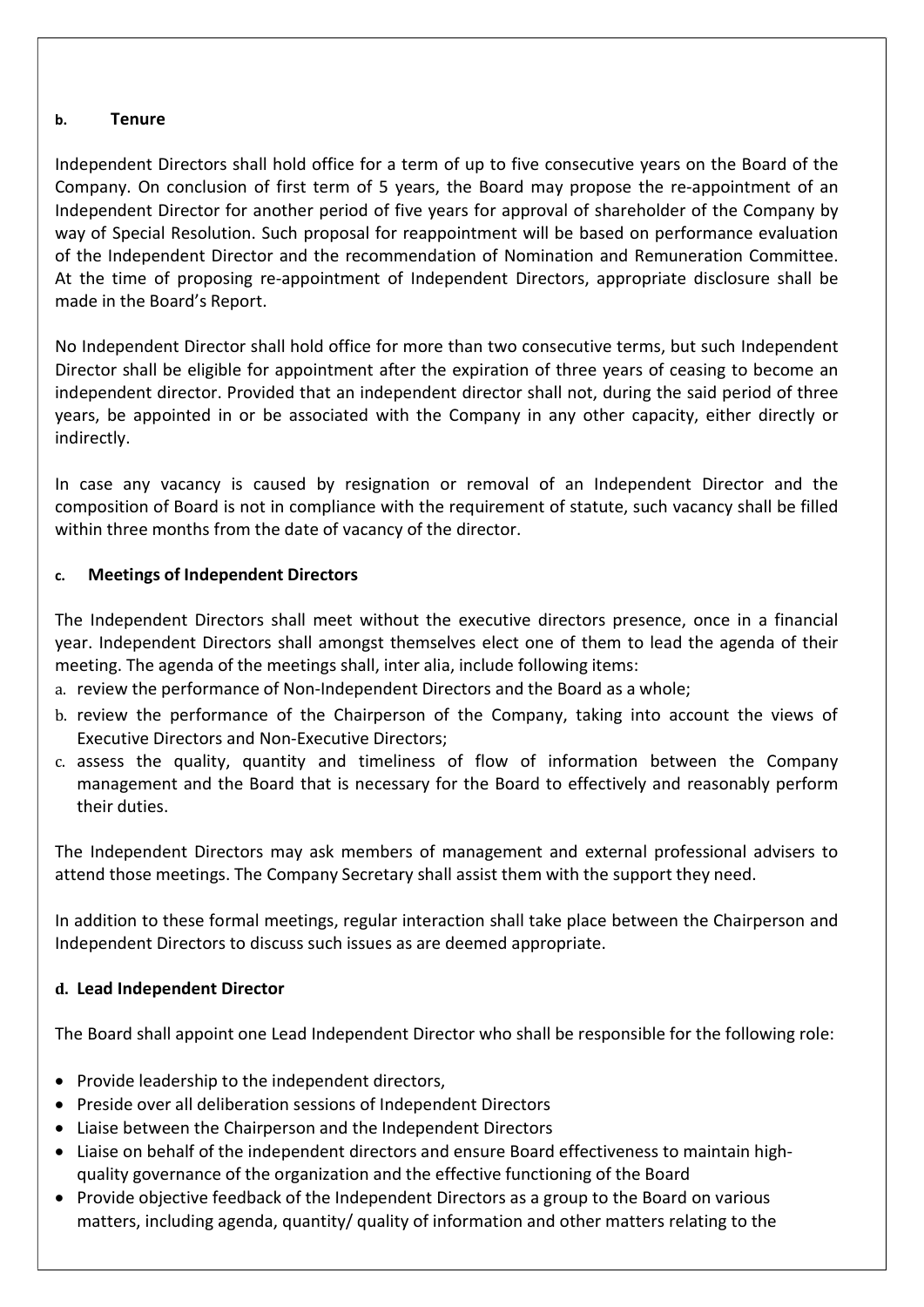#### b. Tenure

Independent Directors shall hold office for a term of up to five consecutive years on the Board of the Company. On conclusion of first term of 5 years, the Board may propose the re-appointment of an Independent Director for another period of five years for approval of shareholder of the Company by way of Special Resolution. Such proposal for reappointment will be based on performance evaluation of the Independent Director and the recommendation of Nomination and Remuneration Committee. At the time of proposing re-appointment of Independent Directors, appropriate disclosure shall be made in the Board's Report.

No Independent Director shall hold office for more than two consecutive terms, but such Independent Director shall be eligible for appointment after the expiration of three years of ceasing to become an independent director. Provided that an independent director shall not, during the said period of three years, be appointed in or be associated with the Company in any other capacity, either directly or indirectly.

In case any vacancy is caused by resignation or removal of an Independent Director and the composition of Board is not in compliance with the requirement of statute, such vacancy shall be filled within three months from the date of vacancy of the director.

#### c. Meetings of Independent Directors

The Independent Directors shall meet without the executive directors presence, once in a financial year. Independent Directors shall amongst themselves elect one of them to lead the agenda of their meeting. The agenda of the meetings shall, inter alia, include following items:

a. review the performance of Non-Independent Directors and the Board as a whole;
b. review the performance of the Chairperson of the Company, taking into account the views of Executive Directors and Non-Executive Directors;
c. assess the quality, quantity and timeliness of flow of information between the Company management and the Board that is necessary for the Board to effectively and reasonably perform their duties.

The Independent Directors may ask members of management and external professional advisers to attend those meetings. The Company Secretary shall assist them with the support they need.

In addition to these formal meetings, regular interaction shall take place between the Chairperson and Independent Directors to discuss such issues as are deemed appropriate.

#### d. Lead Independent Director

The Board shall appoint one Lead Independent Director who shall be responsible for the following role:

- Provide leadership to the independent directors,
- Preside over all deliberation sessions of Independent Directors
- Liaise between the Chairperson and the Independent Directors
- Liaise on behalf of the independent directors and ensure Board effectiveness to maintain high-quality governance of the organization and the effective functioning of the Board
- Provide objective feedback of the Independent Directors as a group to the Board on various matters, including agenda, quantity/ quality of information and other matters relating to the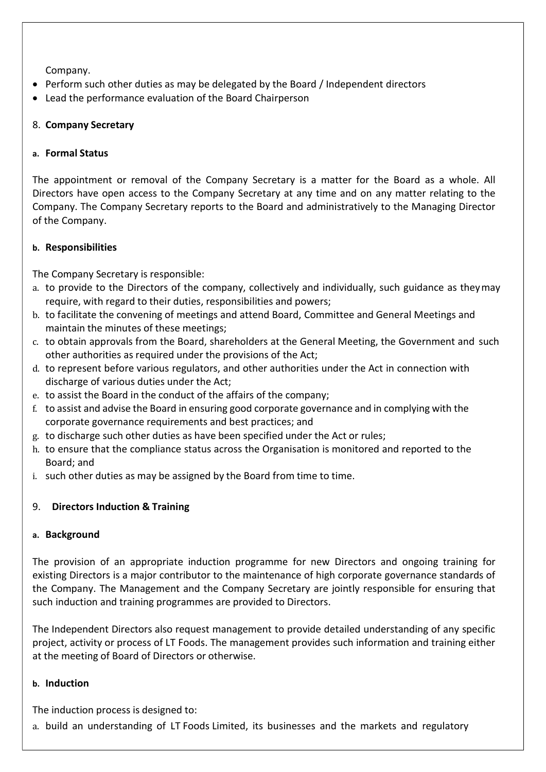Company.

- Perform such other duties as may be delegated by the Board / Independent directors
- Lead the performance evaluation of the Board Chairperson

## 8. Company Secretary

### a. Formal Status

The appointment or removal of the Company Secretary is a matter for the Board as a whole. All Directors have open access to the Company Secretary at any time and on any matter relating to the Company. The Company Secretary reports to the Board and administratively to the Managing Director of the Company.

### b. Responsibilities

The Company Secretary is responsible:

a. to provide to the Directors of the company, collectively and individually, such guidance as they may require, with regard to their duties, responsibilities and powers;
b. to facilitate the convening of meetings and attend Board, Committee and General Meetings and maintain the minutes of these meetings;
c. to obtain approvals from the Board, shareholders at the General Meeting, the Government and such other authorities as required under the provisions of the Act;
d. to represent before various regulators, and other authorities under the Act in connection with discharge of various duties under the Act;
e. to assist the Board in the conduct of the affairs of the company;
f. to assist and advise the Board in ensuring good corporate governance and in complying with the corporate governance requirements and best practices; and
g. to discharge such other duties as have been specified under the Act or rules;
h. to ensure that the compliance status across the Organisation is monitored and reported to the Board; and
i. such other duties as may be assigned by the Board from time to time.

## 9. Directors Induction & Training

### a. Background

The provision of an appropriate induction programme for new Directors and ongoing training for existing Directors is a major contributor to the maintenance of high corporate governance standards of the Company. The Management and the Company Secretary are jointly responsible for ensuring that such induction and training programmes are provided to Directors.

The Independent Directors also request management to provide detailed understanding of any specific project, activity or process of LT Foods. The management provides such information and training either at the meeting of Board of Directors or otherwise.

### b. Induction

The induction process is designed to:

a. build an understanding of LT Foods Limited, its businesses and the markets and regulatory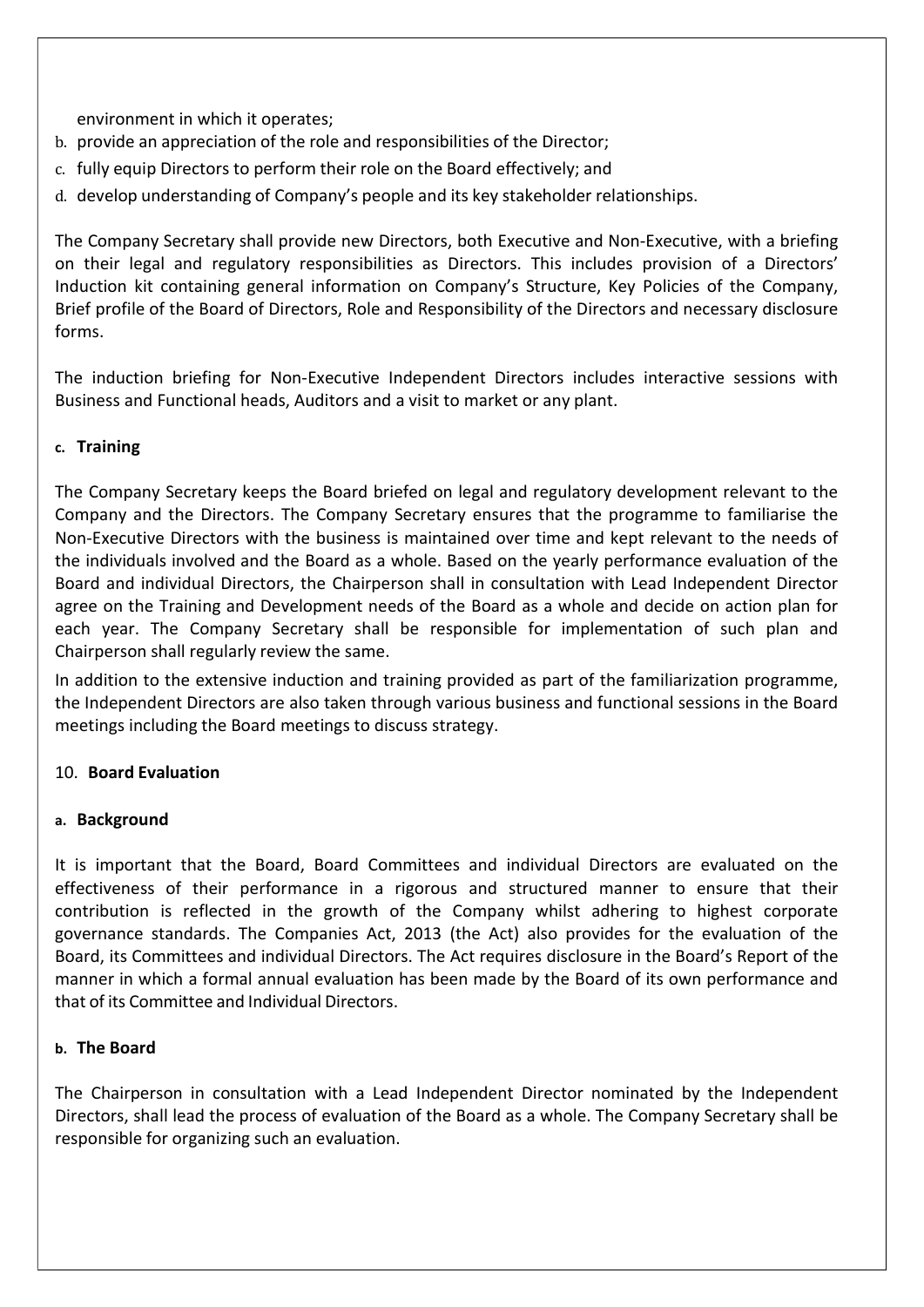environment in which it operates;

b. provide an appreciation of the role and responsibilities of the Director;
c. fully equip Directors to perform their role on the Board effectively; and
d. develop understanding of Company's people and its key stakeholder relationships.

The Company Secretary shall provide new Directors, both Executive and Non-Executive, with a briefing on their legal and regulatory responsibilities as Directors. This includes provision of a Directors' Induction kit containing general information on Company's Structure, Key Policies of the Company, Brief profile of the Board of Directors, Role and Responsibility of the Directors and necessary disclosure forms.

The induction briefing for Non-Executive Independent Directors includes interactive sessions with Business and Functional heads, Auditors and a visit to market or any plant.

**c. Training**

The Company Secretary keeps the Board briefed on legal and regulatory development relevant to the Company and the Directors. The Company Secretary ensures that the programme to familiarise the Non-Executive Directors with the business is maintained over time and kept relevant to the needs of the individuals involved and the Board as a whole. Based on the yearly performance evaluation of the Board and individual Directors, the Chairperson shall in consultation with Lead Independent Director agree on the Training and Development needs of the Board as a whole and decide on action plan for each year. The Company Secretary shall be responsible for implementation of such plan and Chairperson shall regularly review the same.

In addition to the extensive induction and training provided as part of the familiarization programme, the Independent Directors are also taken through various business and functional sessions in the Board meetings including the Board meetings to discuss strategy.

10. **Board Evaluation**

**a. Background**

It is important that the Board, Board Committees and individual Directors are evaluated on the effectiveness of their performance in a rigorous and structured manner to ensure that their contribution is reflected in the growth of the Company whilst adhering to highest corporate governance standards. The Companies Act, 2013 (the Act) also provides for the evaluation of the Board, its Committees and individual Directors. The Act requires disclosure in the Board's Report of the manner in which a formal annual evaluation has been made by the Board of its own performance and that of its Committee and Individual Directors.

**b. The Board**

The Chairperson in consultation with a Lead Independent Director nominated by the Independent Directors, shall lead the process of evaluation of the Board as a whole. The Company Secretary shall be responsible for organizing such an evaluation.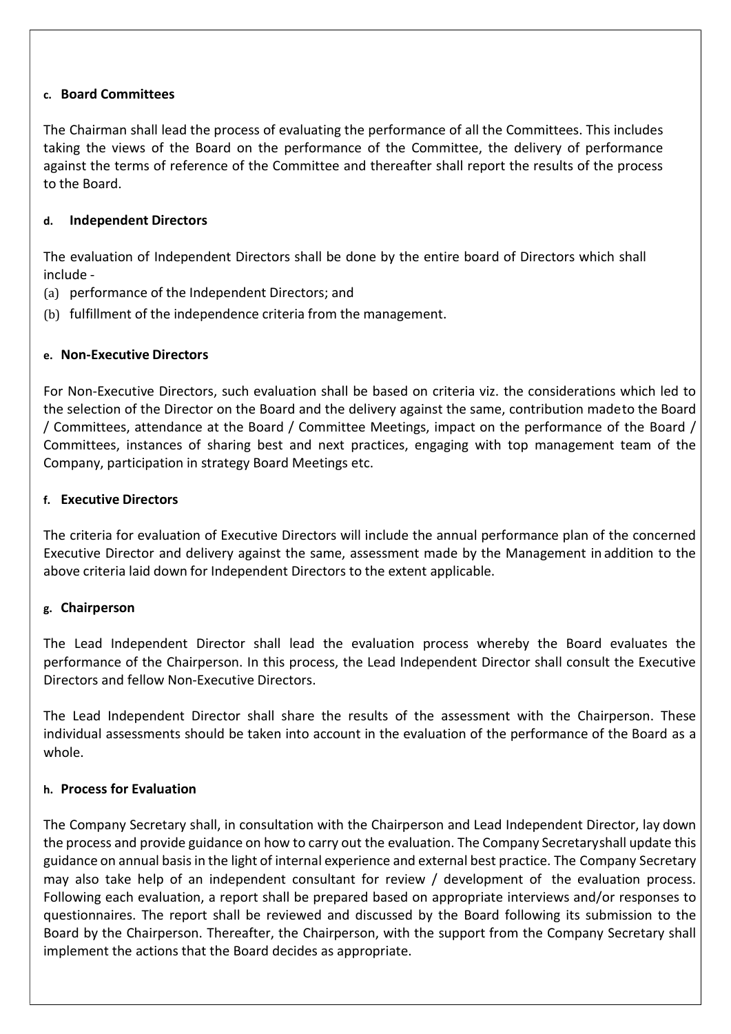**c. Board Committees**

The Chairman shall lead the process of evaluating the performance of all the Committees. This includes taking the views of the Board on the performance of the Committee, the delivery of performance against the terms of reference of the Committee and thereafter shall report the results of the process to the Board.

**d. Independent Directors**

The evaluation of Independent Directors shall be done by the entire board of Directors which shall include -

(a) performance of the Independent Directors; and
(b) fulfillment of the independence criteria from the management.

**e. Non-Executive Directors**

For Non-Executive Directors, such evaluation shall be based on criteria viz. the considerations which led to the selection of the Director on the Board and the delivery against the same, contribution madeto the Board / Committees, attendance at the Board / Committee Meetings, impact on the performance of the Board / Committees, instances of sharing best and next practices, engaging with top management team of the Company, participation in strategy Board Meetings etc.

**f. Executive Directors**

The criteria for evaluation of Executive Directors will include the annual performance plan of the concerned Executive Director and delivery against the same, assessment made by the Management in addition to the above criteria laid down for Independent Directors to the extent applicable.

**g. Chairperson**

The Lead Independent Director shall lead the evaluation process whereby the Board evaluates the performance of the Chairperson. In this process, the Lead Independent Director shall consult the Executive Directors and fellow Non-Executive Directors.

The Lead Independent Director shall share the results of the assessment with the Chairperson. These individual assessments should be taken into account in the evaluation of the performance of the Board as a whole.

**h. Process for Evaluation**

The Company Secretary shall, in consultation with the Chairperson and Lead Independent Director, lay down the process and provide guidance on how to carry out the evaluation. The Company Secretaryshall update this guidance on annual basis in the light of internal experience and external best practice. The Company Secretary may also take help of an independent consultant for review / development of the evaluation process. Following each evaluation, a report shall be prepared based on appropriate interviews and/or responses to questionnaires. The report shall be reviewed and discussed by the Board following its submission to the Board by the Chairperson. Thereafter, the Chairperson, with the support from the Company Secretary shall implement the actions that the Board decides as appropriate.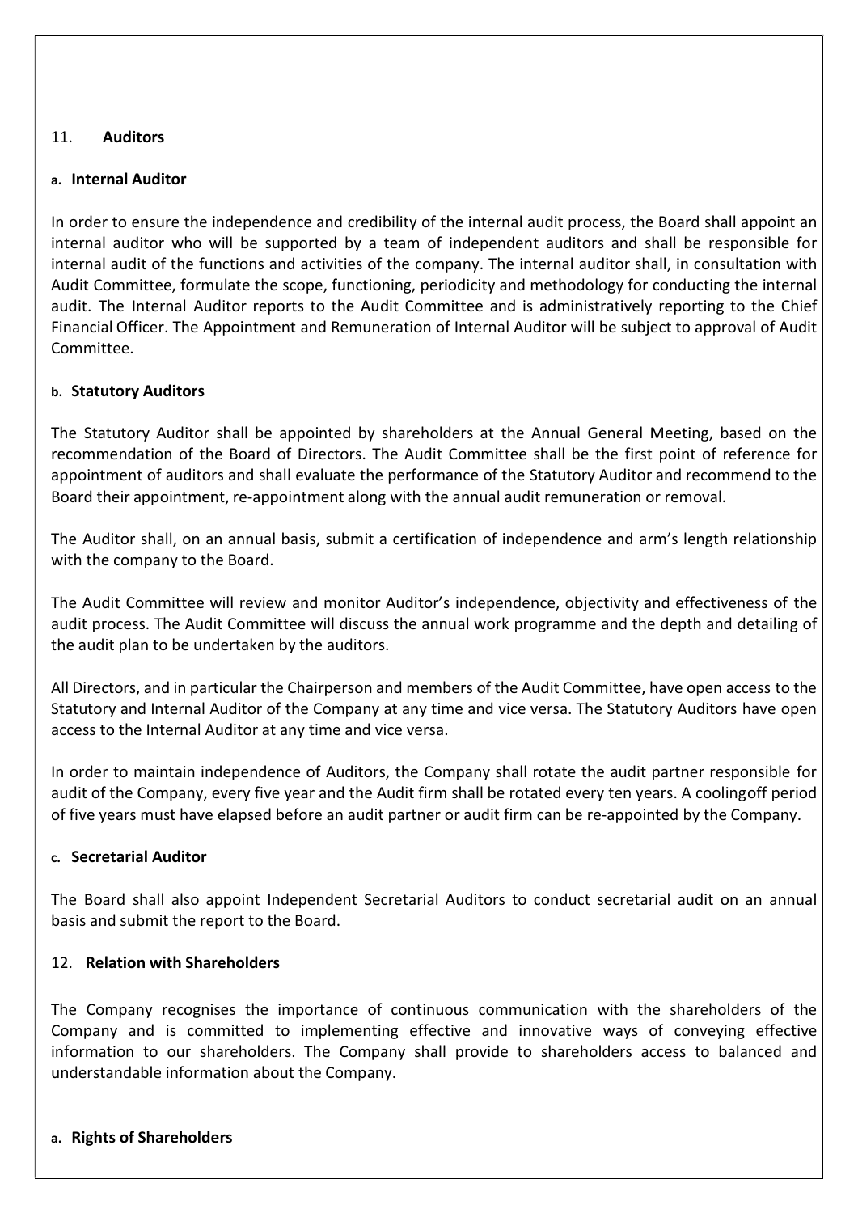## 11. Auditors

### a. Internal Auditor

In order to ensure the independence and credibility of the internal audit process, the Board shall appoint an internal auditor who will be supported by a team of independent auditors and shall be responsible for internal audit of the functions and activities of the company. The internal auditor shall, in consultation with Audit Committee, formulate the scope, functioning, periodicity and methodology for conducting the internal audit. The Internal Auditor reports to the Audit Committee and is administratively reporting to the Chief Financial Officer. The Appointment and Remuneration of Internal Auditor will be subject to approval of Audit Committee.

### b. Statutory Auditors

The Statutory Auditor shall be appointed by shareholders at the Annual General Meeting, based on the recommendation of the Board of Directors. The Audit Committee shall be the first point of reference for appointment of auditors and shall evaluate the performance of the Statutory Auditor and recommend to the Board their appointment, re-appointment along with the annual audit remuneration or removal.

The Auditor shall, on an annual basis, submit a certification of independence and arm's length relationship with the company to the Board.

The Audit Committee will review and monitor Auditor's independence, objectivity and effectiveness of the audit process. The Audit Committee will discuss the annual work programme and the depth and detailing of the audit plan to be undertaken by the auditors.

All Directors, and in particular the Chairperson and members of the Audit Committee, have open access to the Statutory and Internal Auditor of the Company at any time and vice versa. The Statutory Auditors have open access to the Internal Auditor at any time and vice versa.

In order to maintain independence of Auditors, the Company shall rotate the audit partner responsible for audit of the Company, every five year and the Audit firm shall be rotated every ten years. A coolingoff period of five years must have elapsed before an audit partner or audit firm can be re-appointed by the Company.

### c. Secretarial Auditor

The Board shall also appoint Independent Secretarial Auditors to conduct secretarial audit on an annual basis and submit the report to the Board.

## 12. Relation with Shareholders

The Company recognises the importance of continuous communication with the shareholders of the Company and is committed to implementing effective and innovative ways of conveying effective information to our shareholders. The Company shall provide to shareholders access to balanced and understandable information about the Company.

### a. Rights of Shareholders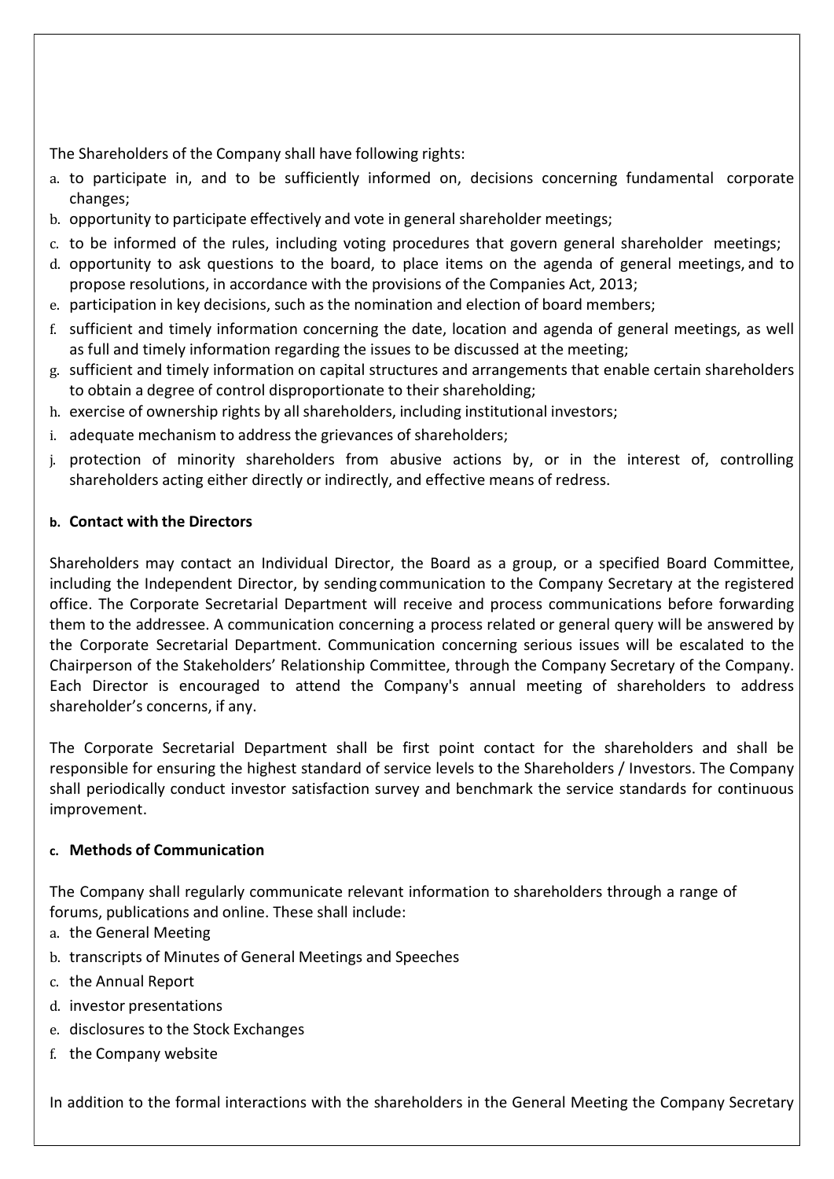The Shareholders of the Company shall have following rights:

a. to participate in, and to be sufficiently informed on, decisions concerning fundamental corporate changes;
b. opportunity to participate effectively and vote in general shareholder meetings;
c. to be informed of the rules, including voting procedures that govern general shareholder meetings;
d. opportunity to ask questions to the board, to place items on the agenda of general meetings, and to propose resolutions, in accordance with the provisions of the Companies Act, 2013;
e. participation in key decisions, such as the nomination and election of board members;
f. sufficient and timely information concerning the date, location and agenda of general meetings, as well as full and timely information regarding the issues to be discussed at the meeting;
g. sufficient and timely information on capital structures and arrangements that enable certain shareholders to obtain a degree of control disproportionate to their shareholding;
h. exercise of ownership rights by all shareholders, including institutional investors;
i. adequate mechanism to address the grievances of shareholders;
j. protection of minority shareholders from abusive actions by, or in the interest of, controlling shareholders acting either directly or indirectly, and effective means of redress.

**b. Contact with the Directors**

Shareholders may contact an Individual Director, the Board as a group, or a specified Board Committee, including the Independent Director, by sending communication to the Company Secretary at the registered office. The Corporate Secretarial Department will receive and process communications before forwarding them to the addressee. A communication concerning a process related or general query will be answered by the Corporate Secretarial Department. Communication concerning serious issues will be escalated to the Chairperson of the Stakeholders' Relationship Committee, through the Company Secretary of the Company. Each Director is encouraged to attend the Company's annual meeting of shareholders to address shareholder's concerns, if any.

The Corporate Secretarial Department shall be first point contact for the shareholders and shall be responsible for ensuring the highest standard of service levels to the Shareholders / Investors. The Company shall periodically conduct investor satisfaction survey and benchmark the service standards for continuous improvement.

**c. Methods of Communication**

The Company shall regularly communicate relevant information to shareholders through a range of forums, publications and online. These shall include:

a. the General Meeting
b. transcripts of Minutes of General Meetings and Speeches
c. the Annual Report
d. investor presentations
e. disclosures to the Stock Exchanges
f. the Company website

In addition to the formal interactions with the shareholders in the General Meeting the Company Secretary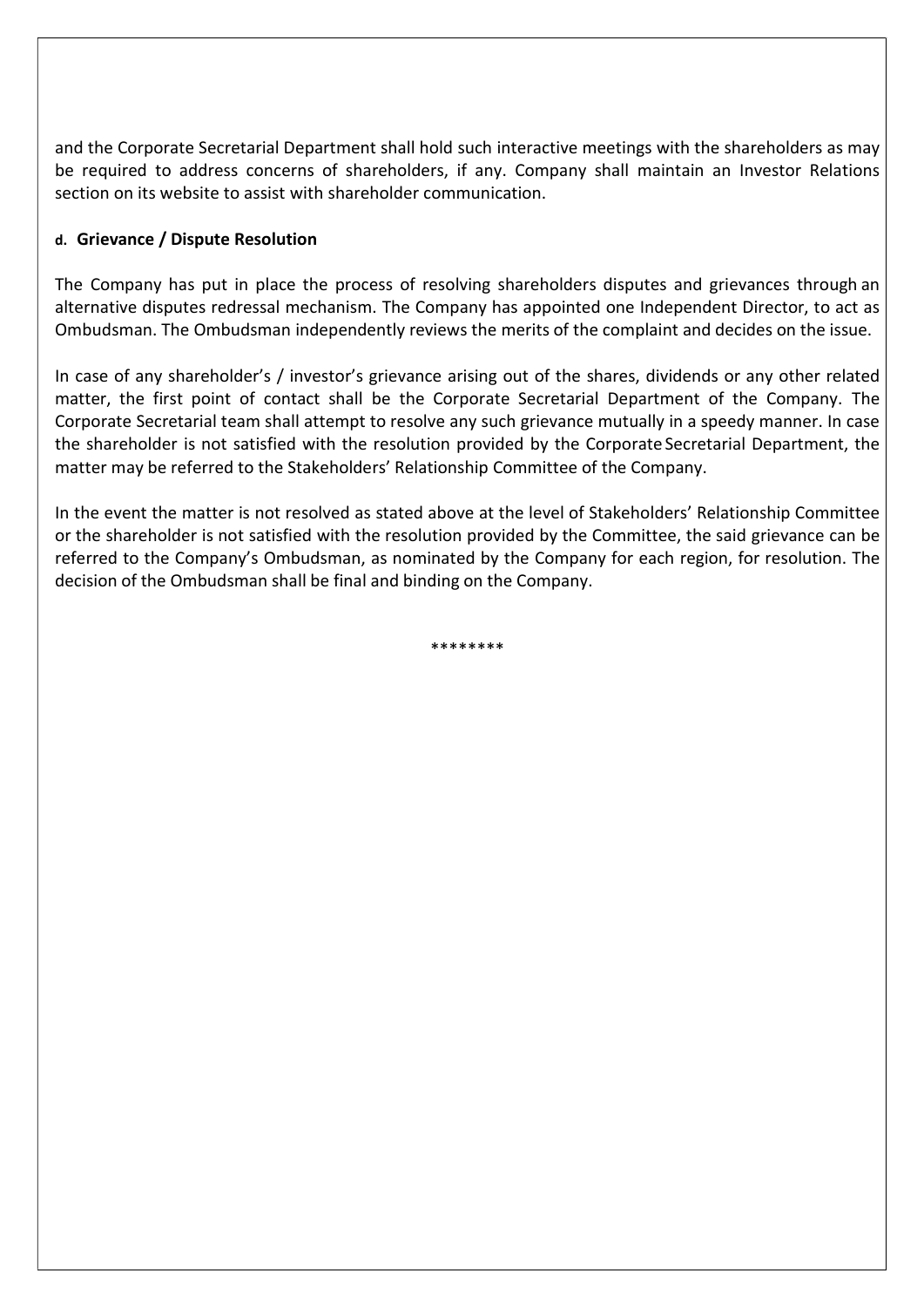and the Corporate Secretarial Department shall hold such interactive meetings with the shareholders as may be required to address concerns of shareholders, if any. Company shall maintain an Investor Relations section on its website to assist with shareholder communication.

**d. Grievance / Dispute Resolution**

The Company has put in place the process of resolving shareholders disputes and grievances through an alternative disputes redressal mechanism. The Company has appointed one Independent Director, to act as Ombudsman. The Ombudsman independently reviews the merits of the complaint and decides on the issue.

In case of any shareholder's / investor's grievance arising out of the shares, dividends or any other related matter, the first point of contact shall be the Corporate Secretarial Department of the Company. The Corporate Secretarial team shall attempt to resolve any such grievance mutually in a speedy manner. In case the shareholder is not satisfied with the resolution provided by the Corporate Secretarial Department, the matter may be referred to the Stakeholders' Relationship Committee of the Company.

In the event the matter is not resolved as stated above at the level of Stakeholders' Relationship Committee or the shareholder is not satisfied with the resolution provided by the Committee, the said grievance can be referred to the Company's Ombudsman, as nominated by the Company for each region, for resolution. The decision of the Ombudsman shall be final and binding on the Company.

********